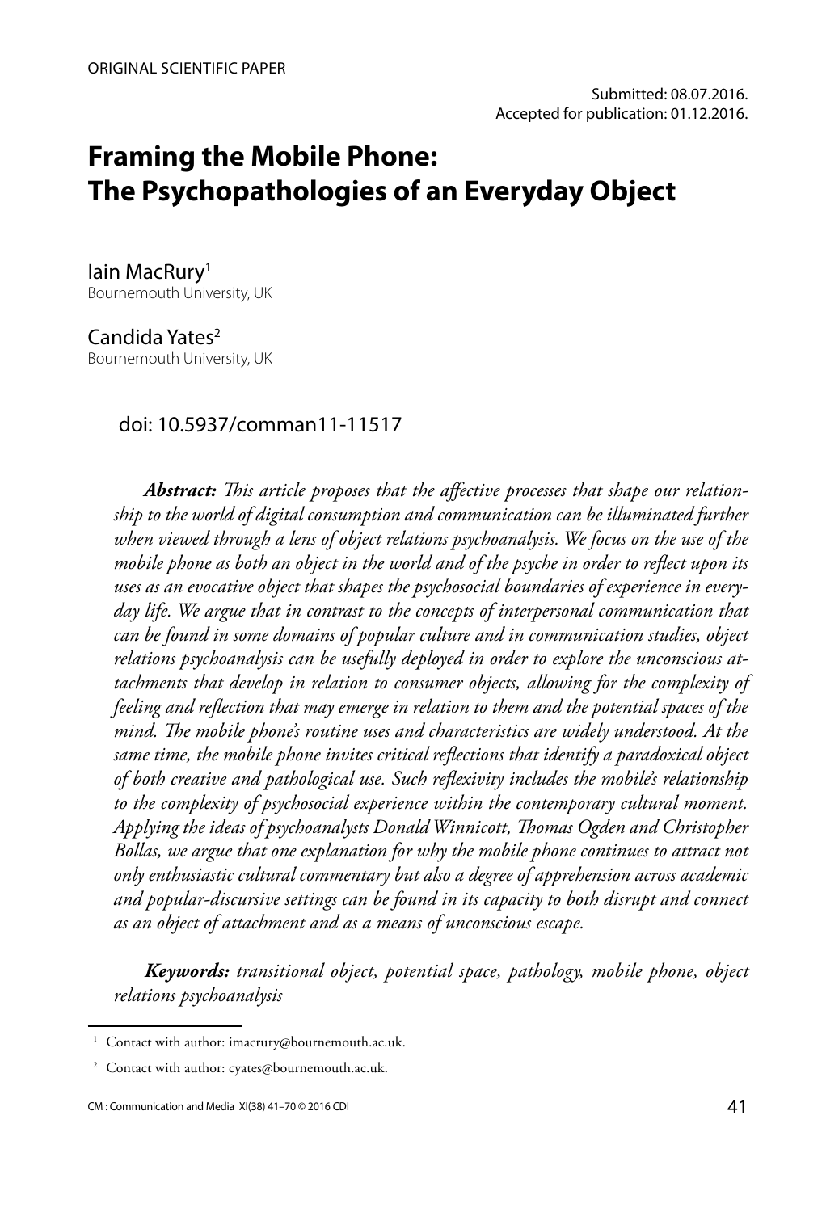ORIGINAL SCIENTIFIC PAPER

Submitted: 08.07.2016.
Accepted for publication: 01.12.2016.

# Framing the Mobile Phone: The Psychopathologies of an Everyday Object

Iain MacRury[1]
Bournemouth University, UK

Candida Yates[2]
Bournemouth University, UK

doi: 10.5937/comman11-11517

***Abstract:*** *This article proposes that the affective processes that shape our relationship to the world of digital consumption and communication can be illuminated further when viewed through a lens of object relations psychoanalysis. We focus on the use of the mobile phone as both an object in the world and of the psyche in order to reflect upon its uses as an evocative object that shapes the psychosocial boundaries of experience in everyday life. We argue that in contrast to the concepts of interpersonal communication that can be found in some domains of popular culture and in communication studies, object relations psychoanalysis can be usefully deployed in order to explore the unconscious attachments that develop in relation to consumer objects, allowing for the complexity of feeling and reflection that may emerge in relation to them and the potential spaces of the mind. The mobile phone's routine uses and characteristics are widely understood. At the same time, the mobile phone invites critical reflections that identify a paradoxical object of both creative and pathological use. Such reflexivity includes the mobile's relationship to the complexity of psychosocial experience within the contemporary cultural moment. Applying the ideas of psychoanalysts Donald Winnicott, Thomas Ogden and Christopher Bollas, we argue that one explanation for why the mobile phone continues to attract not only enthusiastic cultural commentary but also a degree of apprehension across academic and popular-discursive settings can be found in its capacity to both disrupt and connect as an object of attachment and as a means of unconscious escape.*

***Keywords:*** *transitional object, potential space, pathology, mobile phone, object relations psychoanalysis*

---

[1] Contact with author: imacrury@bournemouth.ac.uk.

[2] Contact with author: cyates@bournemouth.ac.uk.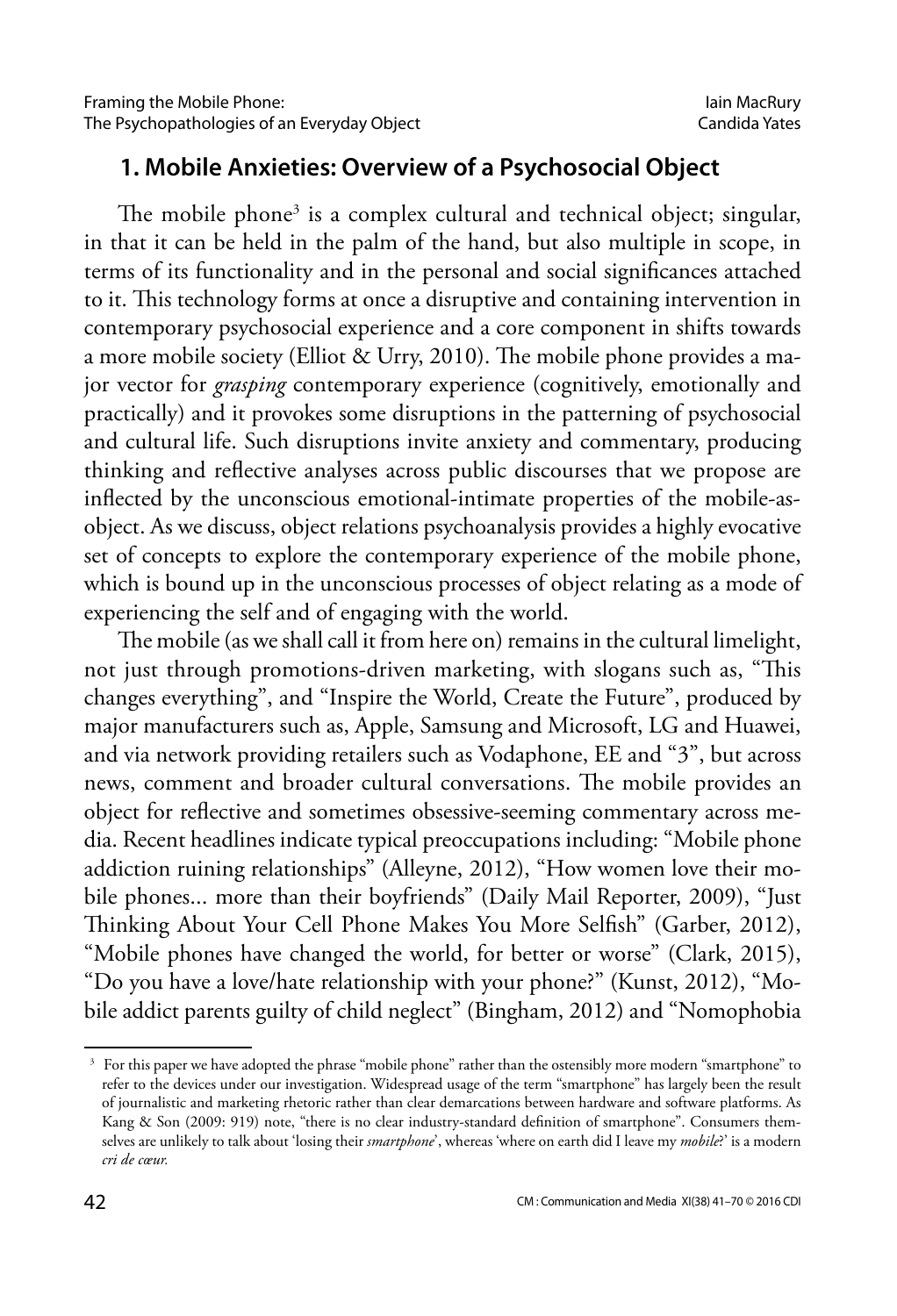## 1. Mobile Anxieties: Overview of a Psychosocial Object

The mobile phone[3] is a complex cultural and technical object; singular, in that it can be held in the palm of the hand, but also multiple in scope, in terms of its functionality and in the personal and social significances attached to it. This technology forms at once a disruptive and containing intervention in contemporary psychosocial experience and a core component in shifts towards a more mobile society (Elliot & Urry, 2010). The mobile phone provides a major vector for *grasping* contemporary experience (cognitively, emotionally and practically) and it provokes some disruptions in the patterning of psychosocial and cultural life. Such disruptions invite anxiety and commentary, producing thinking and reflective analyses across public discourses that we propose are inflected by the unconscious emotional-intimate properties of the mobile-as-object. As we discuss, object relations psychoanalysis provides a highly evocative set of concepts to explore the contemporary experience of the mobile phone, which is bound up in the unconscious processes of object relating as a mode of experiencing the self and of engaging with the world.

The mobile (as we shall call it from here on) remains in the cultural limelight, not just through promotions-driven marketing, with slogans such as, "This changes everything", and "Inspire the World, Create the Future", produced by major manufacturers such as, Apple, Samsung and Microsoft, LG and Huawei, and via network providing retailers such as Vodaphone, EE and "3", but across news, comment and broader cultural conversations. The mobile provides an object for reflective and sometimes obsessive-seeming commentary across media. Recent headlines indicate typical preoccupations including: "Mobile phone addiction ruining relationships" (Alleyne, 2012), "How women love their mobile phones... more than their boyfriends" (Daily Mail Reporter, 2009), "Just Thinking About Your Cell Phone Makes You More Selfish" (Garber, 2012), "Mobile phones have changed the world, for better or worse" (Clark, 2015), "Do you have a love/hate relationship with your phone?" (Kunst, 2012), "Mobile addict parents guilty of child neglect" (Bingham, 2012) and "Nomophobia

[3] For this paper we have adopted the phrase "mobile phone" rather than the ostensibly more modern "smartphone" to refer to the devices under our investigation. Widespread usage of the term "smartphone" has largely been the result of journalistic and marketing rhetoric rather than clear demarcations between hardware and software platforms. As Kang & Son (2009: 919) note, "there is no clear industry-standard definition of smartphone". Consumers themselves are unlikely to talk about 'losing their *smartphone*', whereas 'where on earth did I leave my *mobile*?' is a modern *cri de cœur.*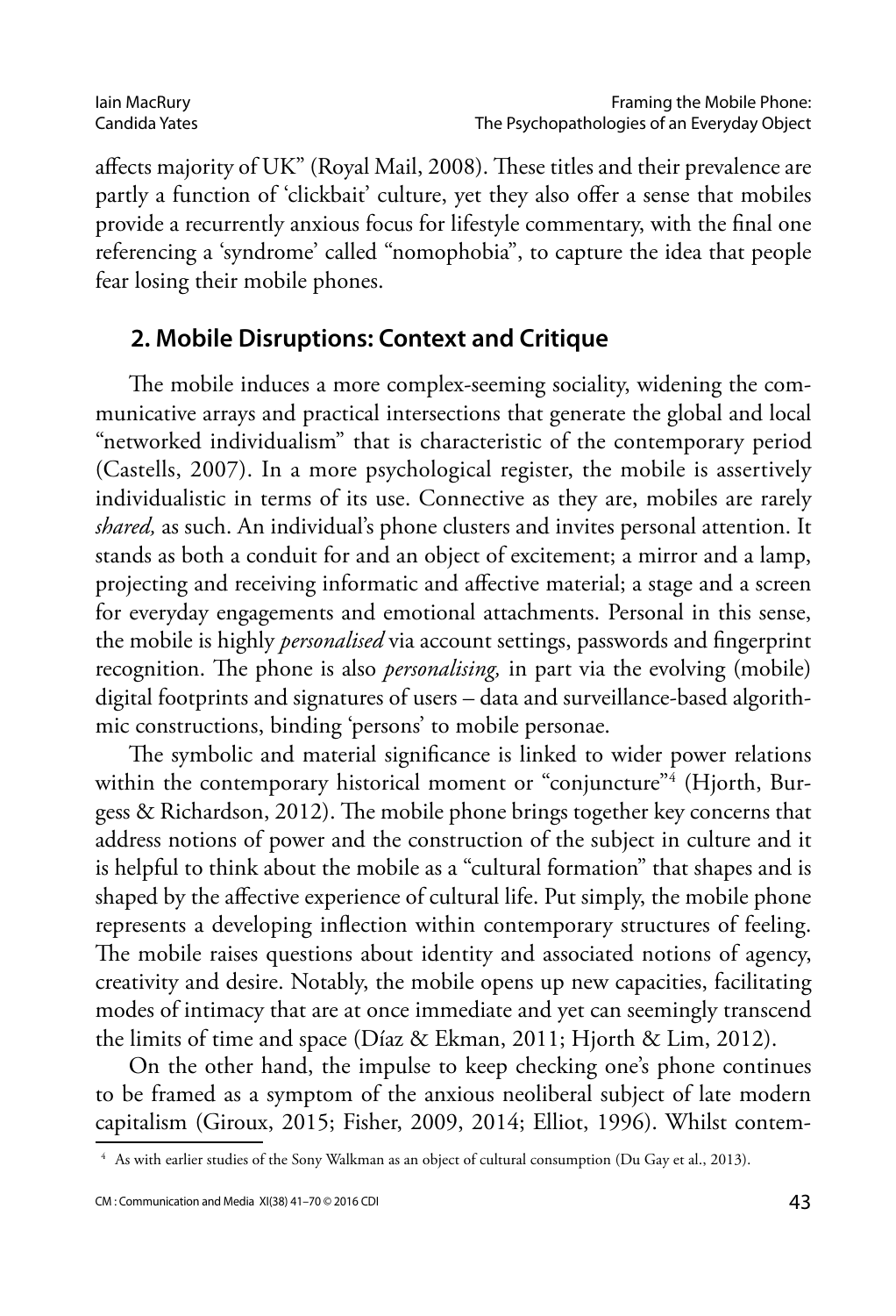affects majority of UK" (Royal Mail, 2008). These titles and their prevalence are partly a function of 'clickbait' culture, yet they also offer a sense that mobiles provide a recurrently anxious focus for lifestyle commentary, with the final one referencing a 'syndrome' called "nomophobia", to capture the idea that people fear losing their mobile phones.

## 2. Mobile Disruptions: Context and Critique

The mobile induces a more complex-seeming sociality, widening the communicative arrays and practical intersections that generate the global and local "networked individualism" that is characteristic of the contemporary period (Castells, 2007). In a more psychological register, the mobile is assertively individualistic in terms of its use. Connective as they are, mobiles are rarely *shared,* as such. An individual's phone clusters and invites personal attention. It stands as both a conduit for and an object of excitement; a mirror and a lamp, projecting and receiving informatic and affective material; a stage and a screen for everyday engagements and emotional attachments. Personal in this sense, the mobile is highly *personalised* via account settings, passwords and fingerprint recognition. The phone is also *personalising,* in part via the evolving (mobile) digital footprints and signatures of users – data and surveillance-based algorithmic constructions, binding 'persons' to mobile personae.

The symbolic and material significance is linked to wider power relations within the contemporary historical moment or "conjuncture"[4] (Hjorth, Burgess & Richardson, 2012). The mobile phone brings together key concerns that address notions of power and the construction of the subject in culture and it is helpful to think about the mobile as a "cultural formation" that shapes and is shaped by the affective experience of cultural life. Put simply, the mobile phone represents a developing inflection within contemporary structures of feeling. The mobile raises questions about identity and associated notions of agency, creativity and desire. Notably, the mobile opens up new capacities, facilitating modes of intimacy that are at once immediate and yet can seemingly transcend the limits of time and space (Díaz & Ekman, 2011; Hjorth & Lim, 2012).

On the other hand, the impulse to keep checking one's phone continues to be framed as a symptom of the anxious neoliberal subject of late modern capitalism (Giroux, 2015; Fisher, 2009, 2014; Elliot, 1996). Whilst contem-

[4] As with earlier studies of the Sony Walkman as an object of cultural consumption (Du Gay et al., 2013).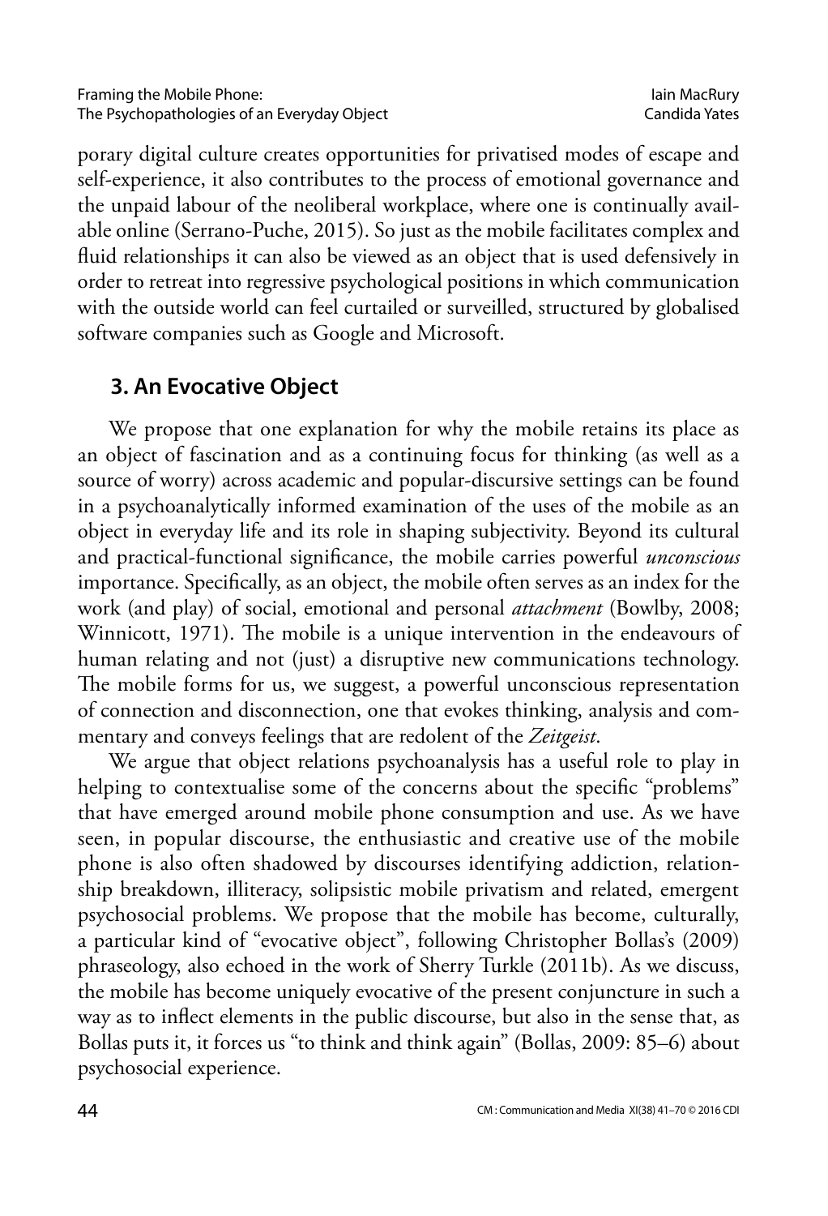porary digital culture creates opportunities for privatised modes of escape and self-experience, it also contributes to the process of emotional governance and the unpaid labour of the neoliberal workplace, where one is continually available online (Serrano-Puche, 2015). So just as the mobile facilitates complex and fluid relationships it can also be viewed as an object that is used defensively in order to retreat into regressive psychological positions in which communication with the outside world can feel curtailed or surveilled, structured by globalised software companies such as Google and Microsoft.

## 3. An Evocative Object

We propose that one explanation for why the mobile retains its place as an object of fascination and as a continuing focus for thinking (as well as a source of worry) across academic and popular-discursive settings can be found in a psychoanalytically informed examination of the uses of the mobile as an object in everyday life and its role in shaping subjectivity. Beyond its cultural and practical-functional significance, the mobile carries powerful *unconscious* importance. Specifically, as an object, the mobile often serves as an index for the work (and play) of social, emotional and personal *attachment* (Bowlby, 2008; Winnicott, 1971). The mobile is a unique intervention in the endeavours of human relating and not (just) a disruptive new communications technology. The mobile forms for us, we suggest, a powerful unconscious representation of connection and disconnection, one that evokes thinking, analysis and commentary and conveys feelings that are redolent of the *Zeitgeist*.

We argue that object relations psychoanalysis has a useful role to play in helping to contextualise some of the concerns about the specific "problems" that have emerged around mobile phone consumption and use. As we have seen, in popular discourse, the enthusiastic and creative use of the mobile phone is also often shadowed by discourses identifying addiction, relationship breakdown, illiteracy, solipsistic mobile privatism and related, emergent psychosocial problems. We propose that the mobile has become, culturally, a particular kind of "evocative object", following Christopher Bollas's (2009) phraseology, also echoed in the work of Sherry Turkle (2011b). As we discuss, the mobile has become uniquely evocative of the present conjuncture in such a way as to inflect elements in the public discourse, but also in the sense that, as Bollas puts it, it forces us "to think and think again" (Bollas, 2009: 85–6) about psychosocial experience.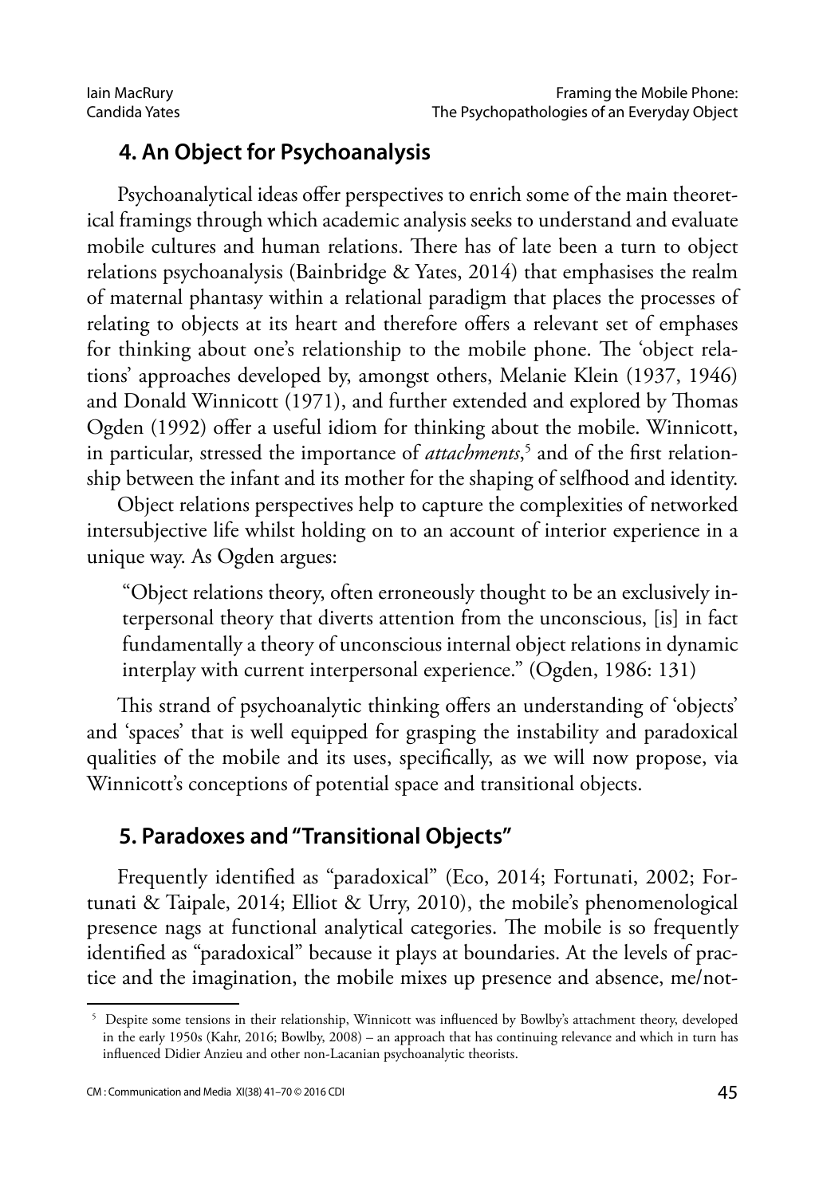## 4. An Object for Psychoanalysis

Psychoanalytical ideas offer perspectives to enrich some of the main theoretical framings through which academic analysis seeks to understand and evaluate mobile cultures and human relations. There has of late been a turn to object relations psychoanalysis (Bainbridge & Yates, 2014) that emphasises the realm of maternal phantasy within a relational paradigm that places the processes of relating to objects at its heart and therefore offers a relevant set of emphases for thinking about one's relationship to the mobile phone. The 'object relations' approaches developed by, amongst others, Melanie Klein (1937, 1946) and Donald Winnicott (1971), and further extended and explored by Thomas Ogden (1992) offer a useful idiom for thinking about the mobile. Winnicott, in particular, stressed the importance of *attachments*,[5] and of the first relationship between the infant and its mother for the shaping of selfhood and identity.

Object relations perspectives help to capture the complexities of networked intersubjective life whilst holding on to an account of interior experience in a unique way. As Ogden argues:

> "Object relations theory, often erroneously thought to be an exclusively interpersonal theory that diverts attention from the unconscious, [is] in fact fundamentally a theory of unconscious internal object relations in dynamic interplay with current interpersonal experience." (Ogden, 1986: 131)

This strand of psychoanalytic thinking offers an understanding of 'objects' and 'spaces' that is well equipped for grasping the instability and paradoxical qualities of the mobile and its uses, specifically, as we will now propose, via Winnicott's conceptions of potential space and transitional objects.

## 5. Paradoxes and "Transitional Objects"

Frequently identified as "paradoxical" (Eco, 2014; Fortunati, 2002; Fortunati & Taipale, 2014; Elliot & Urry, 2010), the mobile's phenomenological presence nags at functional analytical categories. The mobile is so frequently identified as "paradoxical" because it plays at boundaries. At the levels of practice and the imagination, the mobile mixes up presence and absence, me/not-

[5] Despite some tensions in their relationship, Winnicott was influenced by Bowlby's attachment theory, developed in the early 1950s (Kahr, 2016; Bowlby, 2008) – an approach that has continuing relevance and which in turn has influenced Didier Anzieu and other non-Lacanian psychoanalytic theorists.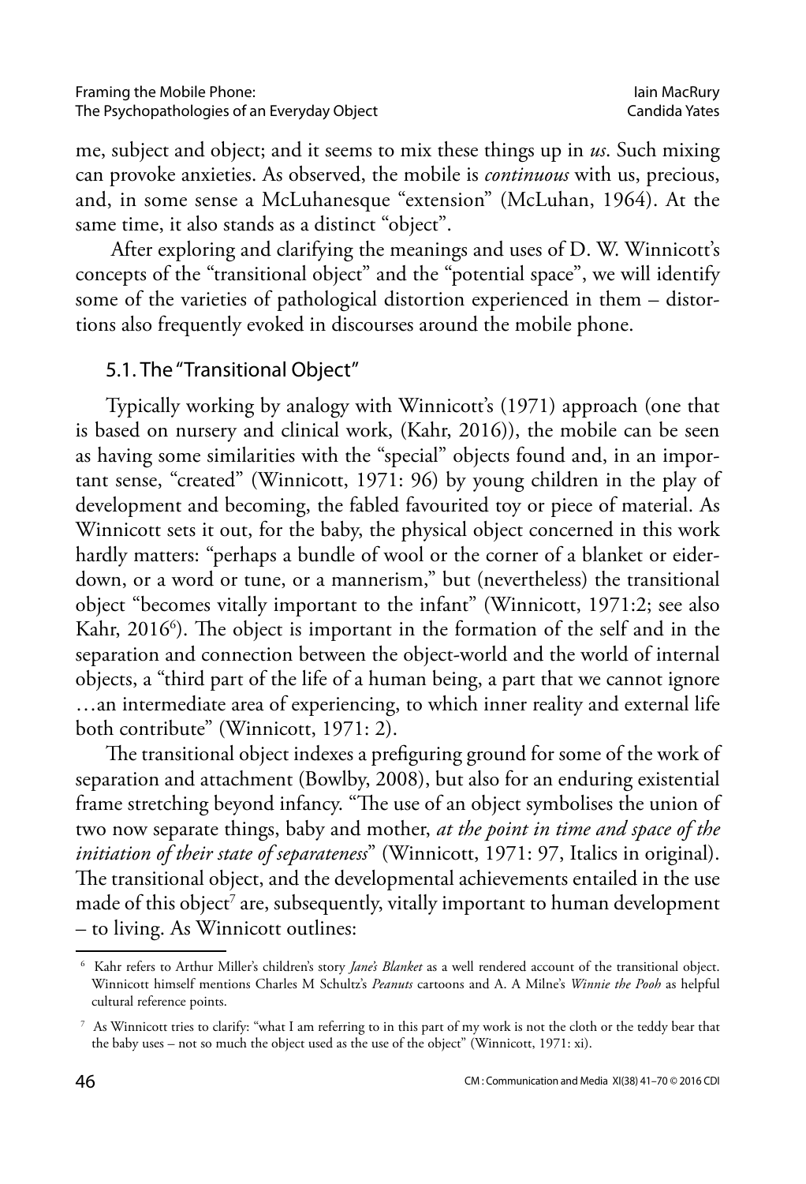me, subject and object; and it seems to mix these things up in *us*. Such mixing can provoke anxieties. As observed, the mobile is *continuous* with us, precious, and, in some sense a McLuhanesque "extension" (McLuhan, 1964). At the same time, it also stands as a distinct "object".

After exploring and clarifying the meanings and uses of D. W. Winnicott's concepts of the "transitional object" and the "potential space", we will identify some of the varieties of pathological distortion experienced in them – distortions also frequently evoked in discourses around the mobile phone.

## 5.1. The "Transitional Object"

Typically working by analogy with Winnicott's (1971) approach (one that is based on nursery and clinical work, (Kahr, 2016)), the mobile can be seen as having some similarities with the "special" objects found and, in an important sense, "created" (Winnicott, 1971: 96) by young children in the play of development and becoming, the fabled favourited toy or piece of material. As Winnicott sets it out, for the baby, the physical object concerned in this work hardly matters: "perhaps a bundle of wool or the corner of a blanket or eiderdown, or a word or tune, or a mannerism," but (nevertheless) the transitional object "becomes vitally important to the infant" (Winnicott, 1971:2; see also Kahr, 2016[6]). The object is important in the formation of the self and in the separation and connection between the object-world and the world of internal objects, a "third part of the life of a human being, a part that we cannot ignore …an intermediate area of experiencing, to which inner reality and external life both contribute" (Winnicott, 1971: 2).

The transitional object indexes a prefiguring ground for some of the work of separation and attachment (Bowlby, 2008), but also for an enduring existential frame stretching beyond infancy. "The use of an object symbolises the union of two now separate things, baby and mother, *at the point in time and space of the initiation of their state of separateness*" (Winnicott, 1971: 97, Italics in original). The transitional object, and the developmental achievements entailed in the use made of this object[7] are, subsequently, vitally important to human development – to living. As Winnicott outlines:

---

[6] Kahr refers to Arthur Miller's children's story *Jane's Blanket* as a well rendered account of the transitional object. Winnicott himself mentions Charles M Schultz's *Peanuts* cartoons and A. A Milne's *Winnie the Pooh* as helpful cultural reference points.

[7] As Winnicott tries to clarify: "what I am referring to in this part of my work is not the cloth or the teddy bear that the baby uses – not so much the object used as the use of the object" (Winnicott, 1971: xi).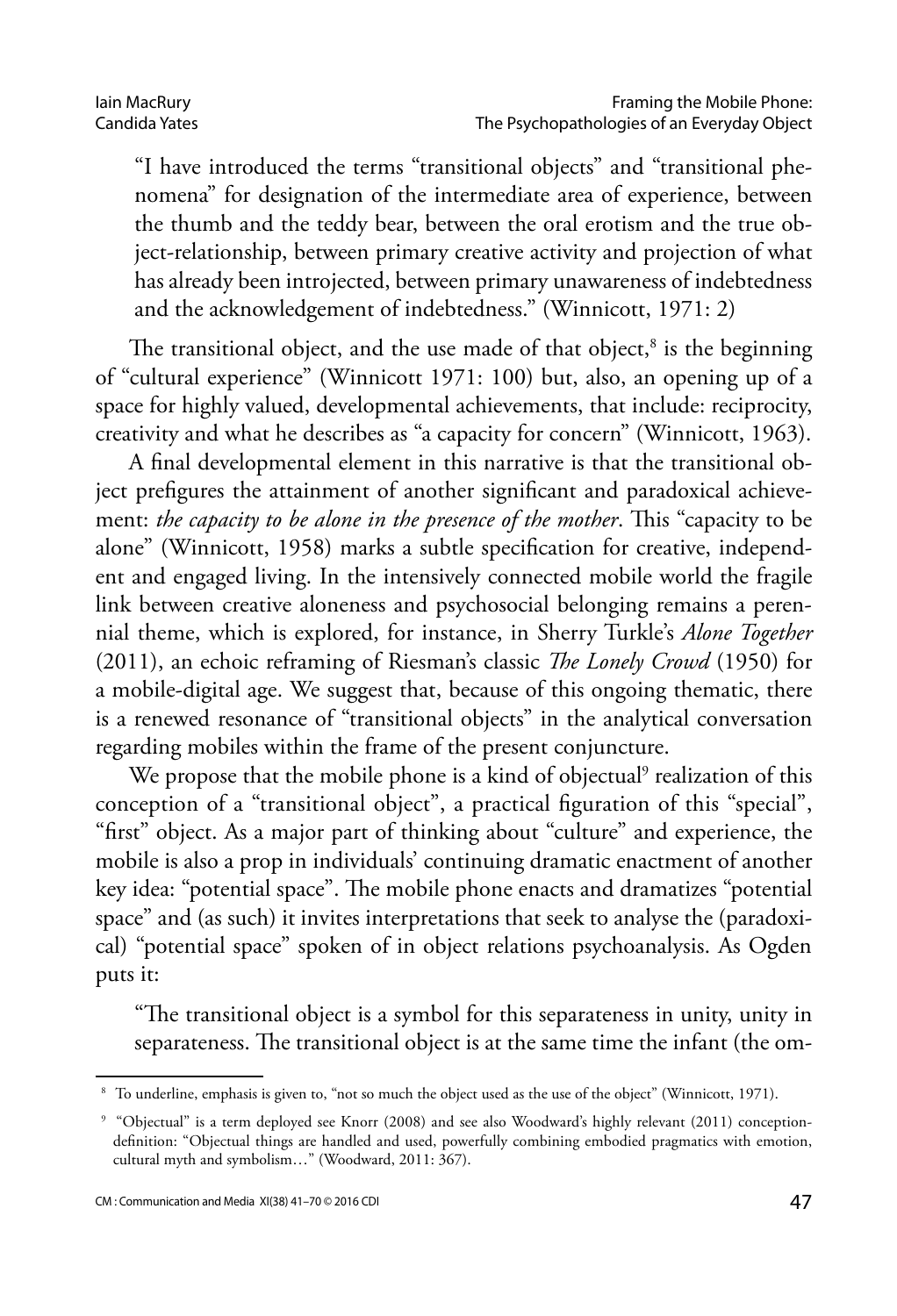> "I have introduced the terms "transitional objects" and "transitional phenomena" for designation of the intermediate area of experience, between the thumb and the teddy bear, between the oral erotism and the true object-relationship, between primary creative activity and projection of what has already been introjected, between primary unawareness of indebtedness and the acknowledgement of indebtedness." (Winnicott, 1971: 2)

The transitional object, and the use made of that object,[8] is the beginning of "cultural experience" (Winnicott 1971: 100) but, also, an opening up of a space for highly valued, developmental achievements, that include: reciprocity, creativity and what he describes as "a capacity for concern" (Winnicott, 1963).

A final developmental element in this narrative is that the transitional object prefigures the attainment of another significant and paradoxical achievement: *the capacity to be alone in the presence of the mother*. This "capacity to be alone" (Winnicott, 1958) marks a subtle specification for creative, independent and engaged living. In the intensively connected mobile world the fragile link between creative aloneness and psychosocial belonging remains a perennial theme, which is explored, for instance, in Sherry Turkle's *Alone Together* (2011), an echoic reframing of Riesman's classic *The Lonely Crowd* (1950) for a mobile-digital age. We suggest that, because of this ongoing thematic, there is a renewed resonance of "transitional objects" in the analytical conversation regarding mobiles within the frame of the present conjuncture.

We propose that the mobile phone is a kind of objectual[9] realization of this conception of a "transitional object", a practical figuration of this "special", "first" object. As a major part of thinking about "culture" and experience, the mobile is also a prop in individuals' continuing dramatic enactment of another key idea: "potential space". The mobile phone enacts and dramatizes "potential space" and (as such) it invites interpretations that seek to analyse the (paradoxical) "potential space" spoken of in object relations psychoanalysis. As Ogden puts it:

> "The transitional object is a symbol for this separateness in unity, unity in separateness. The transitional object is at the same time the infant (the om-

---

[8] To underline, emphasis is given to, "not so much the object used as the use of the object" (Winnicott, 1971).

[9] "Objectual" is a term deployed see Knorr (2008) and see also Woodward's highly relevant (2011) conception-definition: "Objectual things are handled and used, powerfully combining embodied pragmatics with emotion, cultural myth and symbolism…" (Woodward, 2011: 367).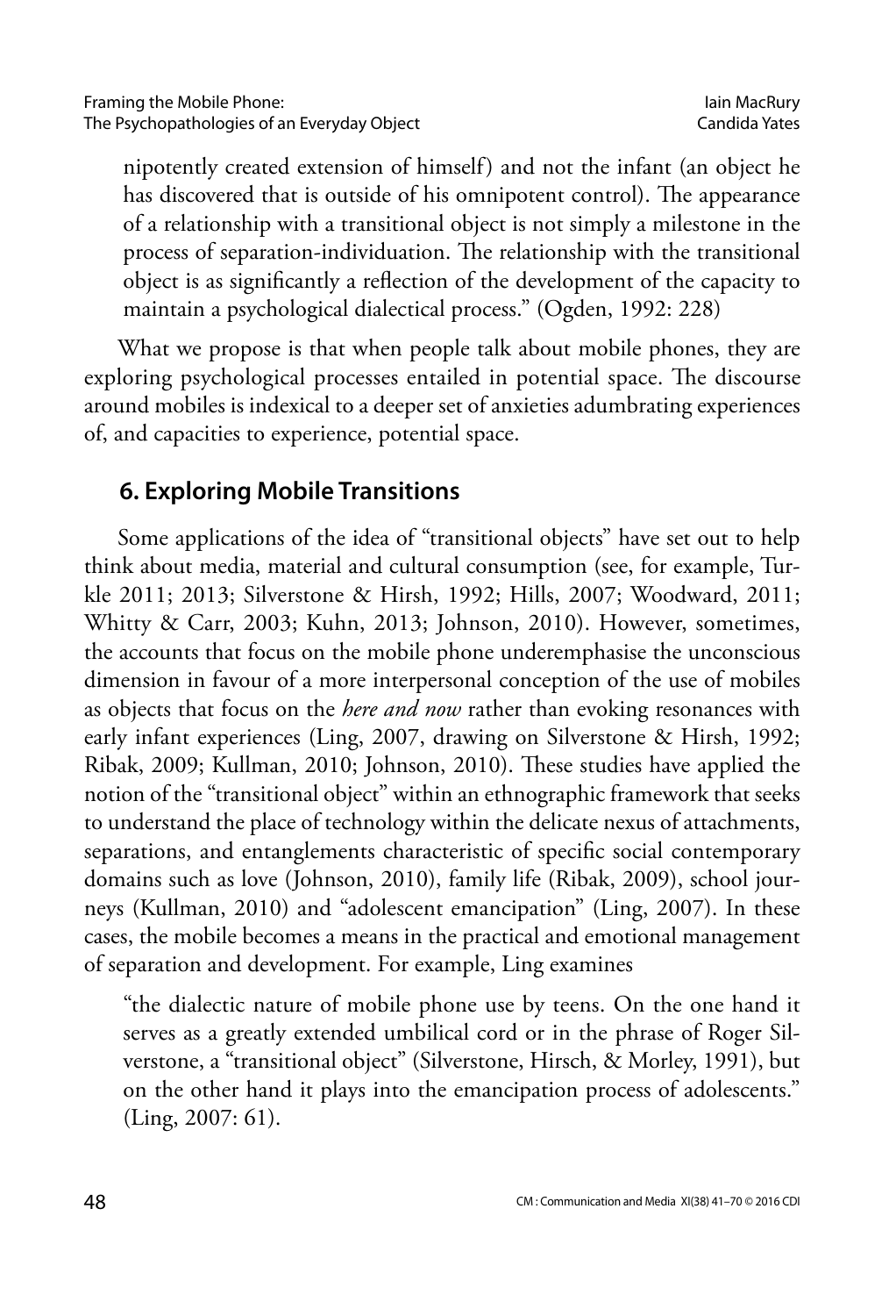nipotently created extension of himself) and not the infant (an object he has discovered that is outside of his omnipotent control). The appearance of a relationship with a transitional object is not simply a milestone in the process of separation-individuation. The relationship with the transitional object is as significantly a reflection of the development of the capacity to maintain a psychological dialectical process." (Ogden, 1992: 228)

What we propose is that when people talk about mobile phones, they are exploring psychological processes entailed in potential space. The discourse around mobiles is indexical to a deeper set of anxieties adumbrating experiences of, and capacities to experience, potential space.

## 6. Exploring Mobile Transitions

Some applications of the idea of "transitional objects" have set out to help think about media, material and cultural consumption (see, for example, Turkle 2011; 2013; Silverstone & Hirsh, 1992; Hills, 2007; Woodward, 2011; Whitty & Carr, 2003; Kuhn, 2013; Johnson, 2010). However, sometimes, the accounts that focus on the mobile phone underemphasise the unconscious dimension in favour of a more interpersonal conception of the use of mobiles as objects that focus on the *here and now* rather than evoking resonances with early infant experiences (Ling, 2007, drawing on Silverstone & Hirsh, 1992; Ribak, 2009; Kullman, 2010; Johnson, 2010). These studies have applied the notion of the "transitional object" within an ethnographic framework that seeks to understand the place of technology within the delicate nexus of attachments, separations, and entanglements characteristic of specific social contemporary domains such as love (Johnson, 2010), family life (Ribak, 2009), school journeys (Kullman, 2010) and "adolescent emancipation" (Ling, 2007). In these cases, the mobile becomes a means in the practical and emotional management of separation and development. For example, Ling examines

> "the dialectic nature of mobile phone use by teens. On the one hand it serves as a greatly extended umbilical cord or in the phrase of Roger Silverstone, a "transitional object" (Silverstone, Hirsch, & Morley, 1991), but on the other hand it plays into the emancipation process of adolescents." (Ling, 2007: 61).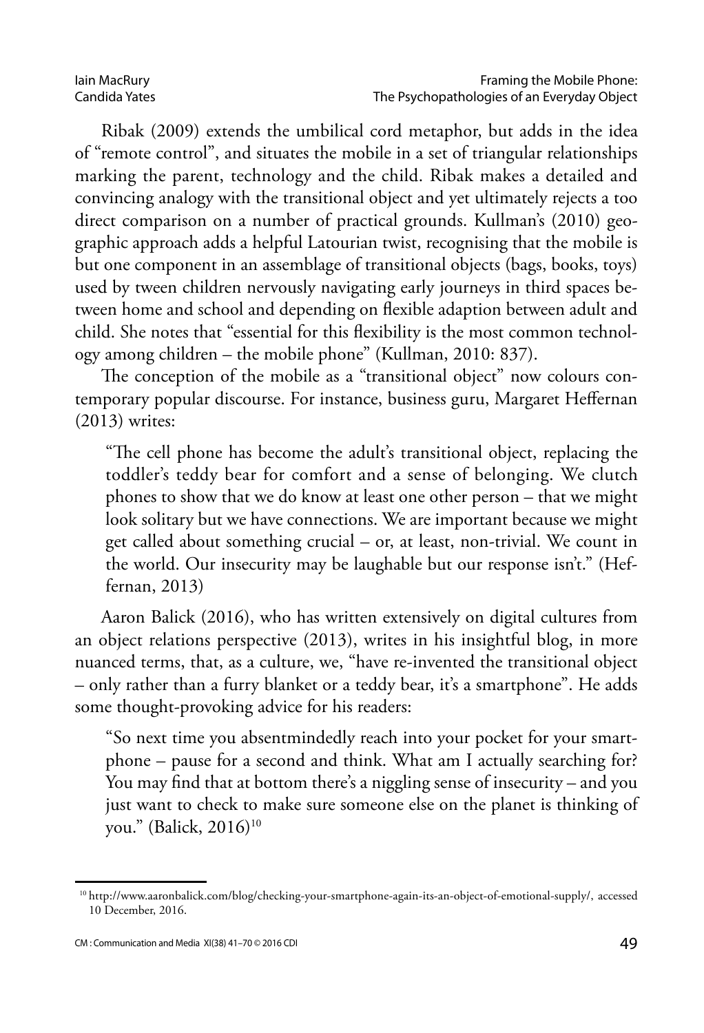Ribak (2009) extends the umbilical cord metaphor, but adds in the idea of "remote control", and situates the mobile in a set of triangular relationships marking the parent, technology and the child. Ribak makes a detailed and convincing analogy with the transitional object and yet ultimately rejects a too direct comparison on a number of practical grounds. Kullman's (2010) geographic approach adds a helpful Latourian twist, recognising that the mobile is but one component in an assemblage of transitional objects (bags, books, toys) used by tween children nervously navigating early journeys in third spaces between home and school and depending on flexible adaption between adult and child. She notes that "essential for this flexibility is the most common technology among children – the mobile phone" (Kullman, 2010: 837).

The conception of the mobile as a "transitional object" now colours contemporary popular discourse. For instance, business guru, Margaret Heffernan (2013) writes:

> "The cell phone has become the adult's transitional object, replacing the toddler's teddy bear for comfort and a sense of belonging. We clutch phones to show that we do know at least one other person – that we might look solitary but we have connections. We are important because we might get called about something crucial – or, at least, non-trivial. We count in the world. Our insecurity may be laughable but our response isn't." (Heffernan, 2013)

Aaron Balick (2016), who has written extensively on digital cultures from an object relations perspective (2013), writes in his insightful blog, in more nuanced terms, that, as a culture, we, "have re-invented the transitional object – only rather than a furry blanket or a teddy bear, it's a smartphone". He adds some thought-provoking advice for his readers:

> "So next time you absentmindedly reach into your pocket for your smartphone – pause for a second and think. What am I actually searching for? You may find that at bottom there's a niggling sense of insecurity – and you just want to check to make sure someone else on the planet is thinking of you." (Balick, 2016)[10]

[10] http://www.aaronbalick.com/blog/checking-your-smartphone-again-its-an-object-of-emotional-supply/, accessed 10 December, 2016.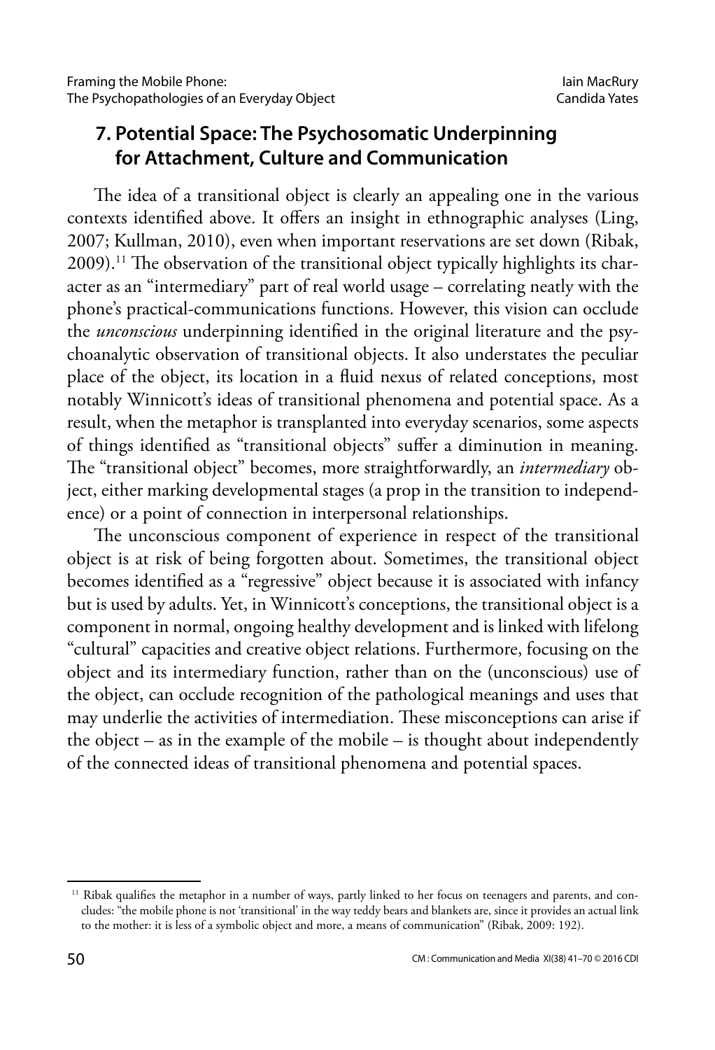## 7. Potential Space: The Psychosomatic Underpinning for Attachment, Culture and Communication

The idea of a transitional object is clearly an appealing one in the various contexts identified above. It offers an insight in ethnographic analyses (Ling, 2007; Kullman, 2010), even when important reservations are set down (Ribak, 2009).[11] The observation of the transitional object typically highlights its character as an "intermediary" part of real world usage – correlating neatly with the phone's practical-communications functions. However, this vision can occlude the *unconscious* underpinning identified in the original literature and the psychoanalytic observation of transitional objects. It also understates the peculiar place of the object, its location in a fluid nexus of related conceptions, most notably Winnicott's ideas of transitional phenomena and potential space. As a result, when the metaphor is transplanted into everyday scenarios, some aspects of things identified as "transitional objects" suffer a diminution in meaning. The "transitional object" becomes, more straightforwardly, an *intermediary* object, either marking developmental stages (a prop in the transition to independence) or a point of connection in interpersonal relationships.

The unconscious component of experience in respect of the transitional object is at risk of being forgotten about. Sometimes, the transitional object becomes identified as a "regressive" object because it is associated with infancy but is used by adults. Yet, in Winnicott's conceptions, the transitional object is a component in normal, ongoing healthy development and is linked with lifelong "cultural" capacities and creative object relations. Furthermore, focusing on the object and its intermediary function, rather than on the (unconscious) use of the object, can occlude recognition of the pathological meanings and uses that may underlie the activities of intermediation. These misconceptions can arise if the object – as in the example of the mobile – is thought about independently of the connected ideas of transitional phenomena and potential spaces.

---

[11] Ribak qualifies the metaphor in a number of ways, partly linked to her focus on teenagers and parents, and concludes: "the mobile phone is not 'transitional' in the way teddy bears and blankets are, since it provides an actual link to the mother: it is less of a symbolic object and more, a means of communication" (Ribak, 2009: 192).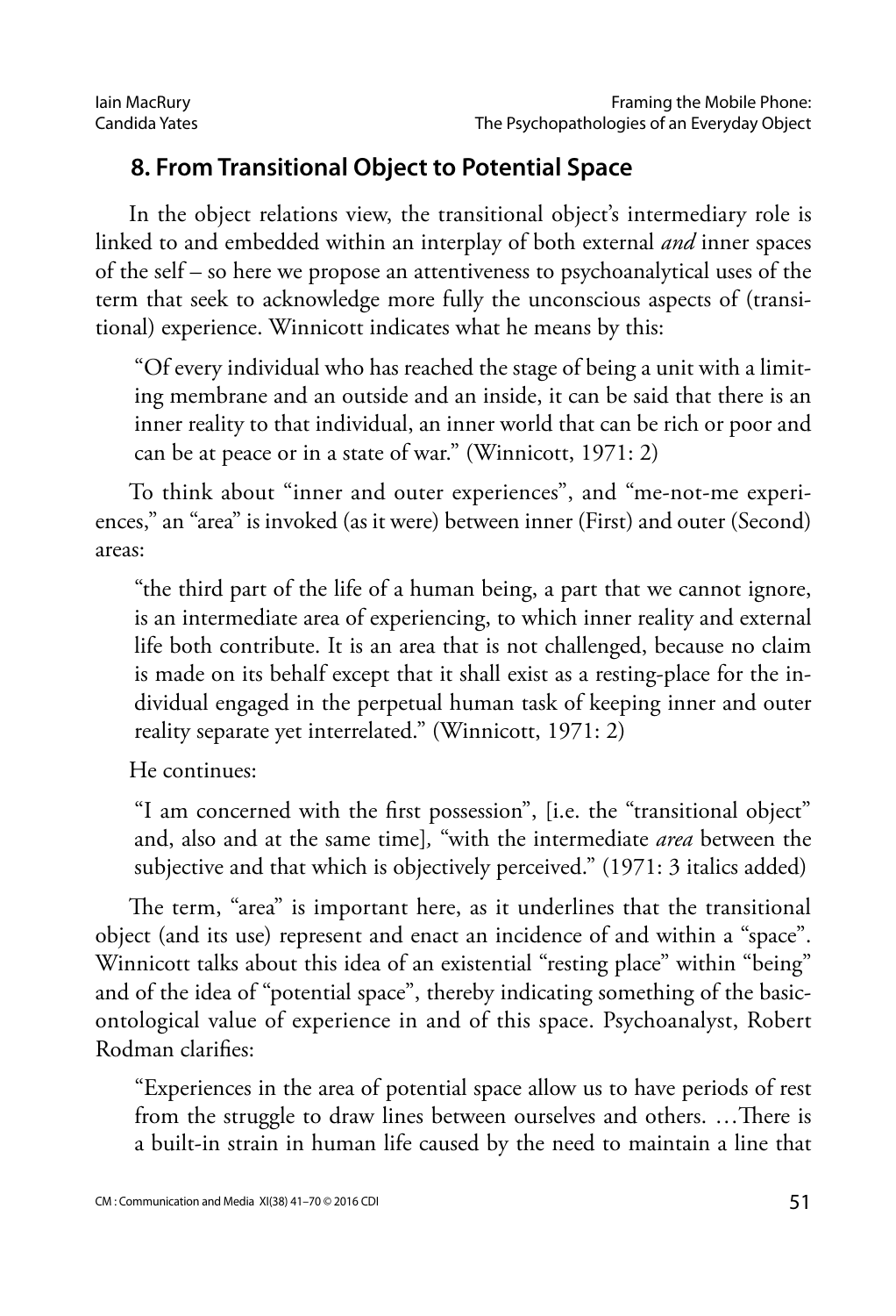## 8. From Transitional Object to Potential Space

In the object relations view, the transitional object's intermediary role is linked to and embedded within an interplay of both external *and* inner spaces of the self – so here we propose an attentiveness to psychoanalytical uses of the term that seek to acknowledge more fully the unconscious aspects of (transitional) experience. Winnicott indicates what he means by this:

> "Of every individual who has reached the stage of being a unit with a limiting membrane and an outside and an inside, it can be said that there is an inner reality to that individual, an inner world that can be rich or poor and can be at peace or in a state of war." (Winnicott, 1971: 2)

To think about "inner and outer experiences", and "me-not-me experiences," an "area" is invoked (as it were) between inner (First) and outer (Second) areas:

> "the third part of the life of a human being, a part that we cannot ignore, is an intermediate area of experiencing, to which inner reality and external life both contribute. It is an area that is not challenged, because no claim is made on its behalf except that it shall exist as a resting-place for the individual engaged in the perpetual human task of keeping inner and outer reality separate yet interrelated." (Winnicott, 1971: 2)

He continues:

> "I am concerned with the first possession", [i.e. the "transitional object" and, also and at the same time], "with the intermediate *area* between the subjective and that which is objectively perceived." (1971: 3 italics added)

The term, "area" is important here, as it underlines that the transitional object (and its use) represent and enact an incidence of and within a "space". Winnicott talks about this idea of an existential "resting place" within "being" and of the idea of "potential space", thereby indicating something of the basic-ontological value of experience in and of this space. Psychoanalyst, Robert Rodman clarifies:

> "Experiences in the area of potential space allow us to have periods of rest from the struggle to draw lines between ourselves and others. …There is a built-in strain in human life caused by the need to maintain a line that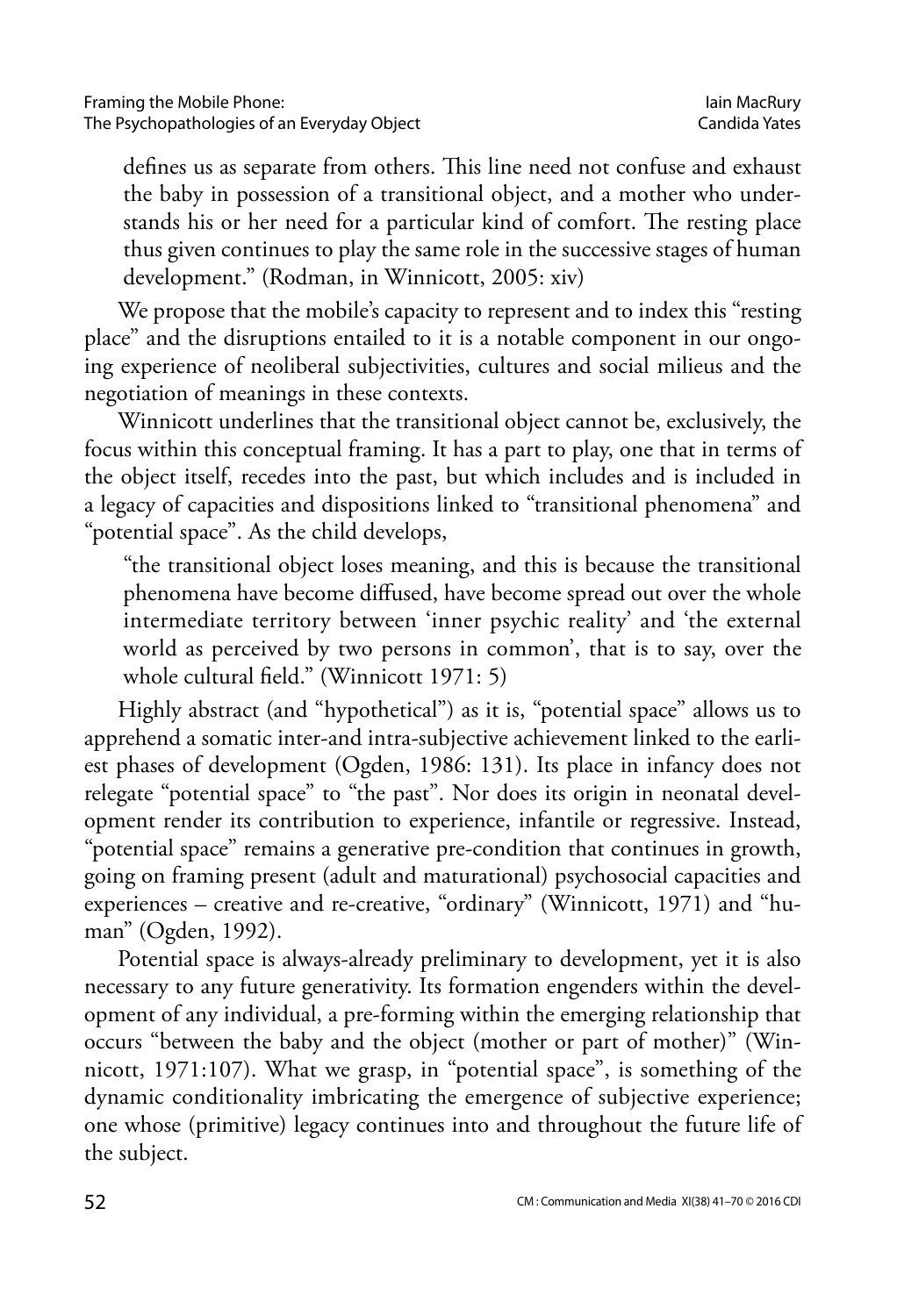> defines us as separate from others. This line need not confuse and exhaust the baby in possession of a transitional object, and a mother who understands his or her need for a particular kind of comfort. The resting place thus given continues to play the same role in the successive stages of human development." (Rodman, in Winnicott, 2005: xiv)

We propose that the mobile's capacity to represent and to index this "resting place" and the disruptions entailed to it is a notable component in our ongoing experience of neoliberal subjectivities, cultures and social milieus and the negotiation of meanings in these contexts.

Winnicott underlines that the transitional object cannot be, exclusively, the focus within this conceptual framing. It has a part to play, one that in terms of the object itself, recedes into the past, but which includes and is included in a legacy of capacities and dispositions linked to "transitional phenomena" and "potential space". As the child develops,

> "the transitional object loses meaning, and this is because the transitional phenomena have become diffused, have become spread out over the whole intermediate territory between 'inner psychic reality' and 'the external world as perceived by two persons in common', that is to say, over the whole cultural field." (Winnicott 1971: 5)

Highly abstract (and "hypothetical") as it is, "potential space" allows us to apprehend a somatic inter-and intra-subjective achievement linked to the earliest phases of development (Ogden, 1986: 131). Its place in infancy does not relegate "potential space" to "the past". Nor does its origin in neonatal development render its contribution to experience, infantile or regressive. Instead, "potential space" remains a generative pre-condition that continues in growth, going on framing present (adult and maturational) psychosocial capacities and experiences – creative and re-creative, "ordinary" (Winnicott, 1971) and "human" (Ogden, 1992).

Potential space is always-already preliminary to development, yet it is also necessary to any future generativity. Its formation engenders within the development of any individual, a pre-forming within the emerging relationship that occurs "between the baby and the object (mother or part of mother)" (Winnicott, 1971:107). What we grasp, in "potential space", is something of the dynamic conditionality imbricating the emergence of subjective experience; one whose (primitive) legacy continues into and throughout the future life of the subject.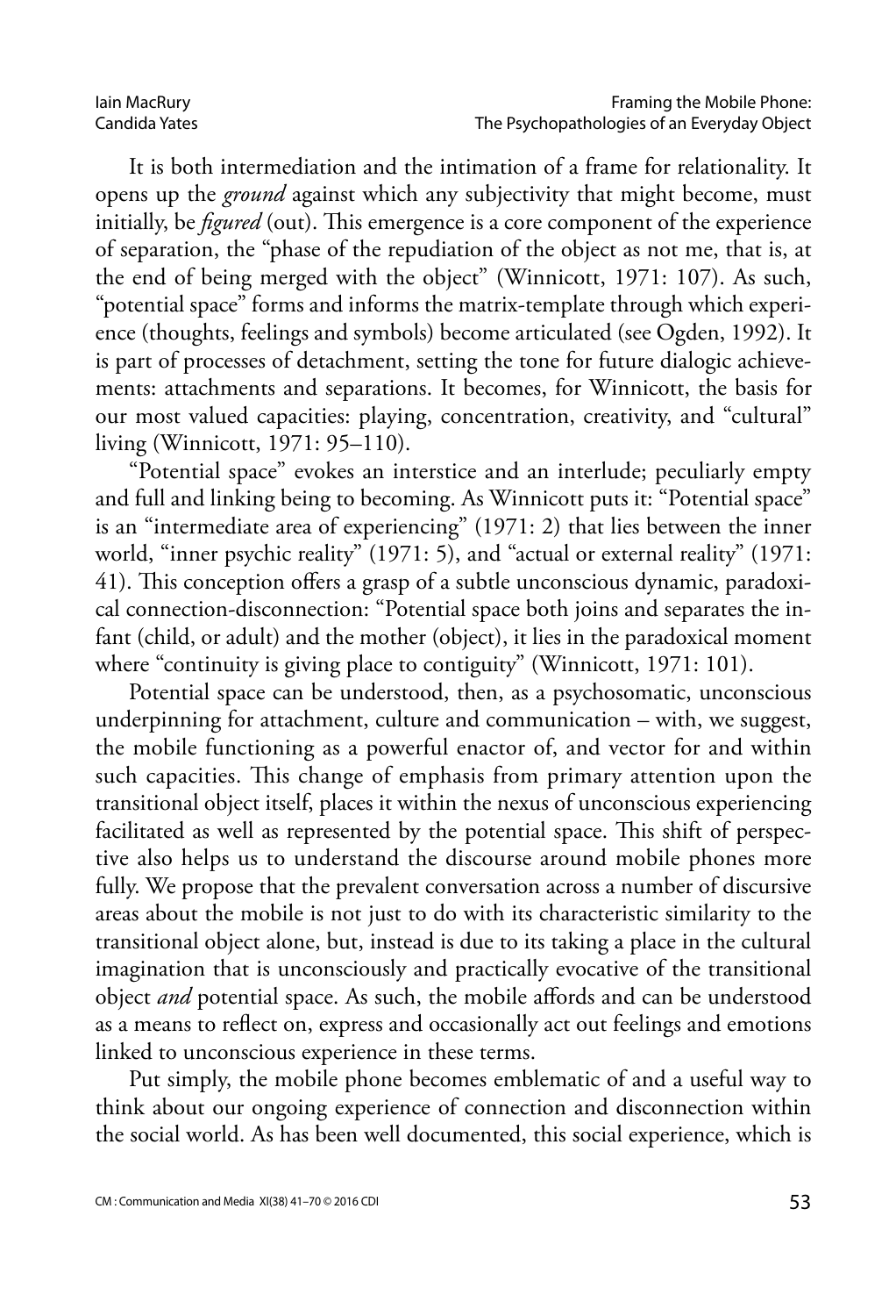It is both intermediation and the intimation of a frame for relationality. It opens up the *ground* against which any subjectivity that might become, must initially, be *figured* (out). This emergence is a core component of the experience of separation, the "phase of the repudiation of the object as not me, that is, at the end of being merged with the object" (Winnicott, 1971: 107). As such, "potential space" forms and informs the matrix-template through which experience (thoughts, feelings and symbols) become articulated (see Ogden, 1992). It is part of processes of detachment, setting the tone for future dialogic achievements: attachments and separations. It becomes, for Winnicott, the basis for our most valued capacities: playing, concentration, creativity, and "cultural" living (Winnicott, 1971: 95–110).

"Potential space" evokes an interstice and an interlude; peculiarly empty and full and linking being to becoming. As Winnicott puts it: "Potential space" is an "intermediate area of experiencing" (1971: 2) that lies between the inner world, "inner psychic reality" (1971: 5), and "actual or external reality" (1971: 41). This conception offers a grasp of a subtle unconscious dynamic, paradoxical connection-disconnection: "Potential space both joins and separates the infant (child, or adult) and the mother (object), it lies in the paradoxical moment where "continuity is giving place to contiguity" (Winnicott, 1971: 101).

Potential space can be understood, then, as a psychosomatic, unconscious underpinning for attachment, culture and communication – with, we suggest, the mobile functioning as a powerful enactor of, and vector for and within such capacities. This change of emphasis from primary attention upon the transitional object itself, places it within the nexus of unconscious experiencing facilitated as well as represented by the potential space. This shift of perspective also helps us to understand the discourse around mobile phones more fully. We propose that the prevalent conversation across a number of discursive areas about the mobile is not just to do with its characteristic similarity to the transitional object alone, but, instead is due to its taking a place in the cultural imagination that is unconsciously and practically evocative of the transitional object *and* potential space. As such, the mobile affords and can be understood as a means to reflect on, express and occasionally act out feelings and emotions linked to unconscious experience in these terms.

Put simply, the mobile phone becomes emblematic of and a useful way to think about our ongoing experience of connection and disconnection within the social world. As has been well documented, this social experience, which is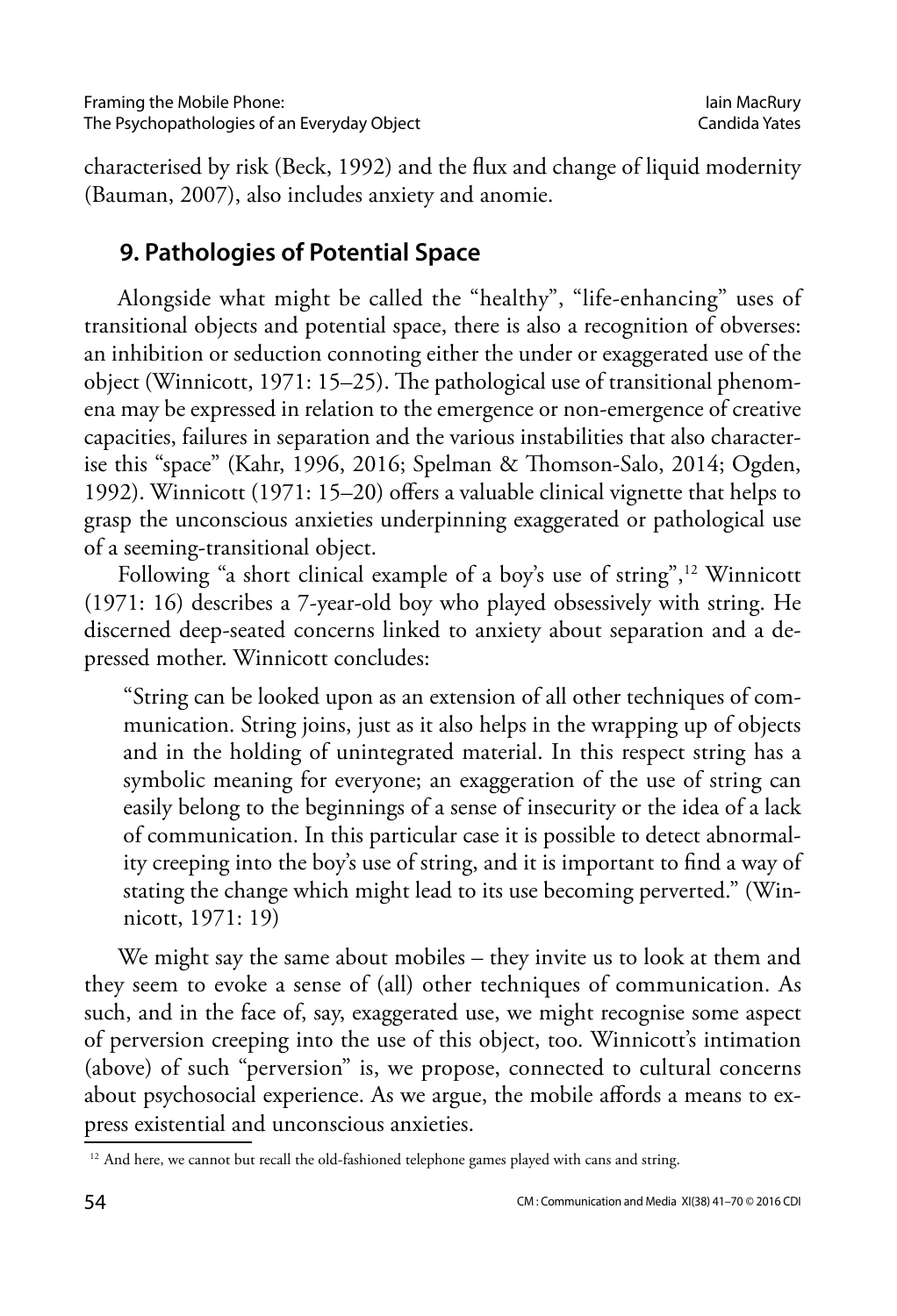characterised by risk (Beck, 1992) and the flux and change of liquid modernity (Bauman, 2007), also includes anxiety and anomie.

## 9. Pathologies of Potential Space

Alongside what might be called the "healthy", "life-enhancing" uses of transitional objects and potential space, there is also a recognition of obverses: an inhibition or seduction connoting either the under or exaggerated use of the object (Winnicott, 1971: 15–25). The pathological use of transitional phenomena may be expressed in relation to the emergence or non-emergence of creative capacities, failures in separation and the various instabilities that also characterise this "space" (Kahr, 1996, 2016; Spelman & Thomson-Salo, 2014; Ogden, 1992). Winnicott (1971: 15–20) offers a valuable clinical vignette that helps to grasp the unconscious anxieties underpinning exaggerated or pathological use of a seeming-transitional object.

Following "a short clinical example of a boy's use of string",[12] Winnicott (1971: 16) describes a 7-year-old boy who played obsessively with string. He discerned deep-seated concerns linked to anxiety about separation and a depressed mother. Winnicott concludes:

> "String can be looked upon as an extension of all other techniques of communication. String joins, just as it also helps in the wrapping up of objects and in the holding of unintegrated material. In this respect string has a symbolic meaning for everyone; an exaggeration of the use of string can easily belong to the beginnings of a sense of insecurity or the idea of a lack of communication. In this particular case it is possible to detect abnormality creeping into the boy's use of string, and it is important to find a way of stating the change which might lead to its use becoming perverted." (Winnicott, 1971: 19)

We might say the same about mobiles – they invite us to look at them and they seem to evoke a sense of (all) other techniques of communication. As such, and in the face of, say, exaggerated use, we might recognise some aspect of perversion creeping into the use of this object, too. Winnicott's intimation (above) of such "perversion" is, we propose, connected to cultural concerns about psychosocial experience. As we argue, the mobile affords a means to express existential and unconscious anxieties.

---

[12] And here, we cannot but recall the old-fashioned telephone games played with cans and string.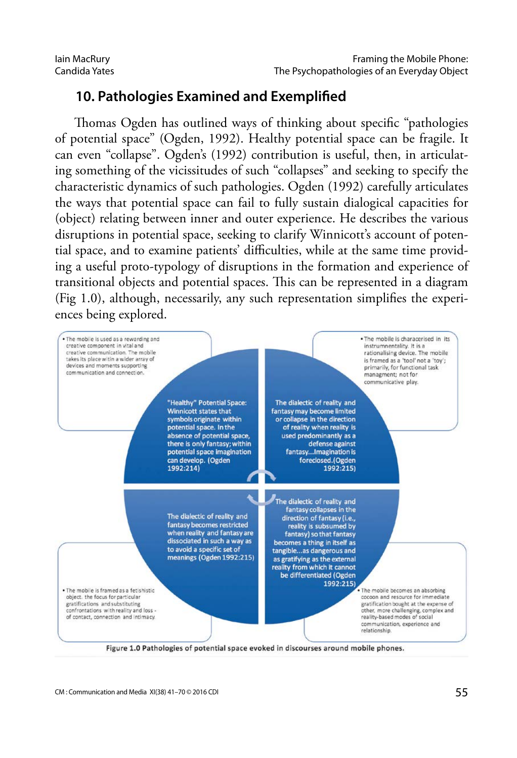## 10. Pathologies Examined and Exemplified

Thomas Ogden has outlined ways of thinking about specific "pathologies of potential space" (Ogden, 1992). Healthy potential space can be fragile. It can even "collapse". Ogden's (1992) contribution is useful, then, in articulating something of the vicissitudes of such "collapses" and seeking to specify the characteristic dynamics of such pathologies. Ogden (1992) carefully articulates the ways that potential space can fail to fully sustain dialogical capacities for (object) relating between inner and outer experience. He describes the various disruptions in potential space, seeking to clarify Winnicott's account of potential space, and to examine patients' difficulties, while at the same time providing a useful proto-typology of disruptions in the formation and experience of transitional objects and potential spaces. This can be represented in a diagram (Fig 1.0), although, necessarily, any such representation simplifies the experiences being explored.

- The mobile is used as a rewarding and creative component in vital and creative communication. The mobile takes its place witin a wider array of devices and moments supporting communication and connection.

"Healthy" Potential Space: Winnicott states that symbols originate within potential space. In the absence of potential space, there is only fantasy; within potential space imagination can develop. (Ogden 1992:214)

- The mobile is characerised in its instrumnentality. It is a rationalising device. The mobile is framed as a 'tool' not a 'toy'; primarily, for functional task managment; not for communicative play.

The dialectic of reality and fantasy may become limited or collapse in the direction of reality when reality is used predominantly as a defense against fantasy...Imagination is foreclosed.(Ogden 1992:215)

The dialectic of reality and fantasy becomes restricted when reality and fantasy are dissociated in such a way as to avoid a specific set of meanings (Ogden 1992:215)

- The mobile is framed as a fetishistic object. the focus for particular gratifications and substituting confrontations with reality and loss - of contact, connection and intimacy.

The dialectic of reality and fantasy collapses in the direction of fantasy (i.e., reality is subsumed by fantasy) so that fantasy becomes a thing in itself as tangible...as dangerous and as gratifying as the external reality from which it cannot be differentiated (Ogden 1992:215)

- The mobile becomes an absorbing cocoon and resource for immediate gratification bought at the expense of other, more challenging, complex and reality-based modes of social communication, experience and relationship.

**Figure 1.0** Pathologies of potential space evoked in discourses around mobile phones.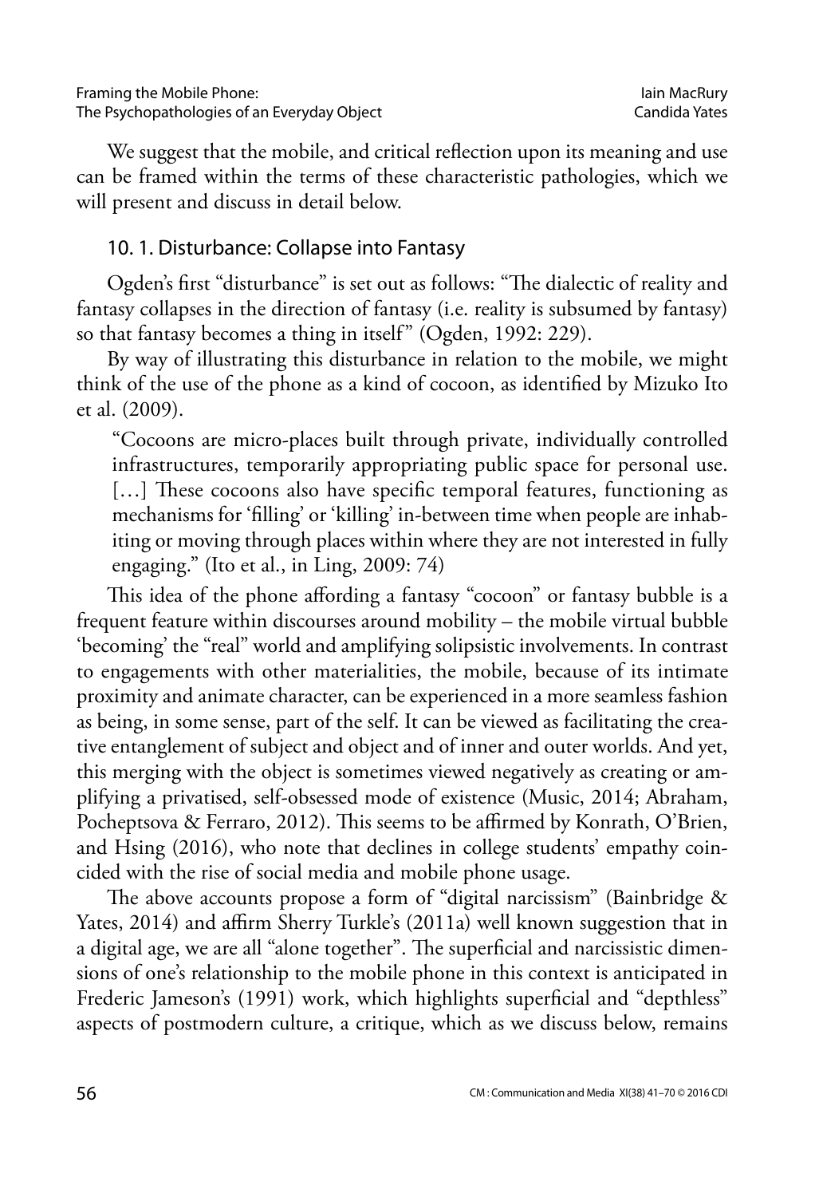We suggest that the mobile, and critical reflection upon its meaning and use can be framed within the terms of these characteristic pathologies, which we will present and discuss in detail below.

## 10. 1. Disturbance: Collapse into Fantasy

Ogden's first "disturbance" is set out as follows: "The dialectic of reality and fantasy collapses in the direction of fantasy (i.e. reality is subsumed by fantasy) so that fantasy becomes a thing in itself" (Ogden, 1992: 229).

By way of illustrating this disturbance in relation to the mobile, we might think of the use of the phone as a kind of cocoon, as identified by Mizuko Ito et al. (2009).

> "Cocoons are micro-places built through private, individually controlled infrastructures, temporarily appropriating public space for personal use. […] These cocoons also have specific temporal features, functioning as mechanisms for 'filling' or 'killing' in-between time when people are inhabiting or moving through places within where they are not interested in fully engaging." (Ito et al., in Ling, 2009: 74)

This idea of the phone affording a fantasy "cocoon" or fantasy bubble is a frequent feature within discourses around mobility – the mobile virtual bubble 'becoming' the "real" world and amplifying solipsistic involvements. In contrast to engagements with other materialities, the mobile, because of its intimate proximity and animate character, can be experienced in a more seamless fashion as being, in some sense, part of the self. It can be viewed as facilitating the creative entanglement of subject and object and of inner and outer worlds. And yet, this merging with the object is sometimes viewed negatively as creating or amplifying a privatised, self-obsessed mode of existence (Music, 2014; Abraham, Pocheptsova & Ferraro, 2012). This seems to be affirmed by Konrath, O'Brien, and Hsing (2016), who note that declines in college students' empathy coincided with the rise of social media and mobile phone usage.

The above accounts propose a form of "digital narcissism" (Bainbridge & Yates, 2014) and affirm Sherry Turkle's (2011a) well known suggestion that in a digital age, we are all "alone together". The superficial and narcissistic dimensions of one's relationship to the mobile phone in this context is anticipated in Frederic Jameson's (1991) work, which highlights superficial and "depthless" aspects of postmodern culture, a critique, which as we discuss below, remains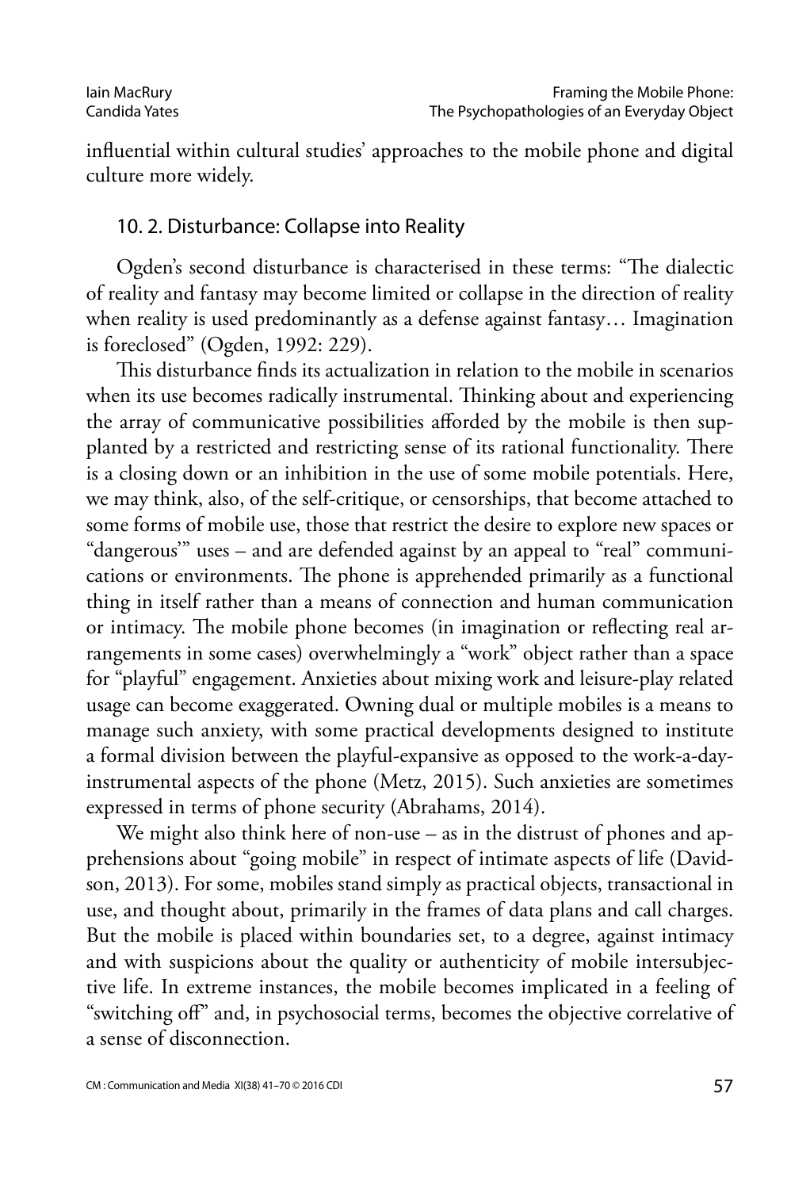influential within cultural studies' approaches to the mobile phone and digital culture more widely.

## 10. 2. Disturbance: Collapse into Reality

Ogden's second disturbance is characterised in these terms: "The dialectic of reality and fantasy may become limited or collapse in the direction of reality when reality is used predominantly as a defense against fantasy… Imagination is foreclosed" (Ogden, 1992: 229).

This disturbance finds its actualization in relation to the mobile in scenarios when its use becomes radically instrumental. Thinking about and experiencing the array of communicative possibilities afforded by the mobile is then supplanted by a restricted and restricting sense of its rational functionality. There is a closing down or an inhibition in the use of some mobile potentials. Here, we may think, also, of the self-critique, or censorships, that become attached to some forms of mobile use, those that restrict the desire to explore new spaces or "dangerous'" uses – and are defended against by an appeal to "real" communications or environments. The phone is apprehended primarily as a functional thing in itself rather than a means of connection and human communication or intimacy. The mobile phone becomes (in imagination or reflecting real arrangements in some cases) overwhelmingly a "work" object rather than a space for "playful" engagement. Anxieties about mixing work and leisure-play related usage can become exaggerated. Owning dual or multiple mobiles is a means to manage such anxiety, with some practical developments designed to institute a formal division between the playful-expansive as opposed to the work-a-day-instrumental aspects of the phone (Metz, 2015). Such anxieties are sometimes expressed in terms of phone security (Abrahams, 2014).

We might also think here of non-use – as in the distrust of phones and apprehensions about "going mobile" in respect of intimate aspects of life (Davidson, 2013). For some, mobiles stand simply as practical objects, transactional in use, and thought about, primarily in the frames of data plans and call charges. But the mobile is placed within boundaries set, to a degree, against intimacy and with suspicions about the quality or authenticity of mobile intersubjective life. In extreme instances, the mobile becomes implicated in a feeling of "switching off" and, in psychosocial terms, becomes the objective correlative of a sense of disconnection.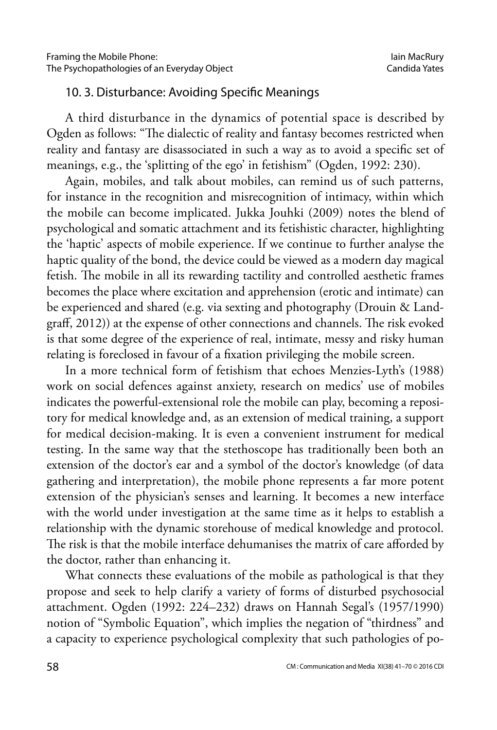## 10. 3. Disturbance: Avoiding Specific Meanings

A third disturbance in the dynamics of potential space is described by Ogden as follows: "The dialectic of reality and fantasy becomes restricted when reality and fantasy are disassociated in such a way as to avoid a specific set of meanings, e.g., the 'splitting of the ego' in fetishism" (Ogden, 1992: 230).

Again, mobiles, and talk about mobiles, can remind us of such patterns, for instance in the recognition and misrecognition of intimacy, within which the mobile can become implicated. Jukka Jouhki (2009) notes the blend of psychological and somatic attachment and its fetishistic character, highlighting the 'haptic' aspects of mobile experience. If we continue to further analyse the haptic quality of the bond, the device could be viewed as a modern day magical fetish. The mobile in all its rewarding tactility and controlled aesthetic frames becomes the place where excitation and apprehension (erotic and intimate) can be experienced and shared (e.g. via sexting and photography (Drouin & Landgraff, 2012)) at the expense of other connections and channels. The risk evoked is that some degree of the experience of real, intimate, messy and risky human relating is foreclosed in favour of a fixation privileging the mobile screen.

In a more technical form of fetishism that echoes Menzies-Lyth's (1988) work on social defences against anxiety, research on medics' use of mobiles indicates the powerful-extensional role the mobile can play, becoming a repository for medical knowledge and, as an extension of medical training, a support for medical decision-making. It is even a convenient instrument for medical testing. In the same way that the stethoscope has traditionally been both an extension of the doctor's ear and a symbol of the doctor's knowledge (of data gathering and interpretation), the mobile phone represents a far more potent extension of the physician's senses and learning. It becomes a new interface with the world under investigation at the same time as it helps to establish a relationship with the dynamic storehouse of medical knowledge and protocol. The risk is that the mobile interface dehumanises the matrix of care afforded by the doctor, rather than enhancing it.

What connects these evaluations of the mobile as pathological is that they propose and seek to help clarify a variety of forms of disturbed psychosocial attachment. Ogden (1992: 224–232) draws on Hannah Segal's (1957/1990) notion of "Symbolic Equation", which implies the negation of "thirdness" and a capacity to experience psychological complexity that such pathologies of po-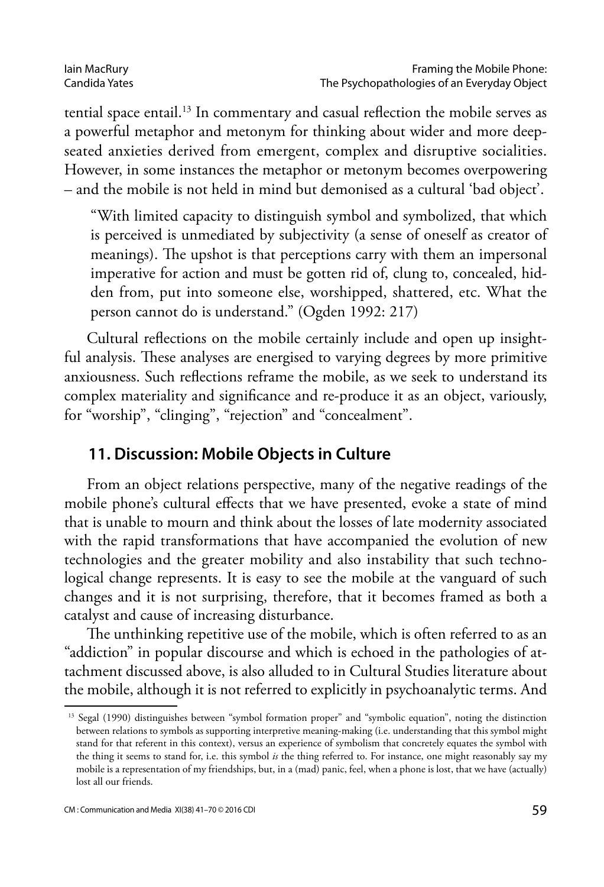tential space entail.[13] In commentary and casual reflection the mobile serves as a powerful metaphor and metonym for thinking about wider and more deep-seated anxieties derived from emergent, complex and disruptive socialities. However, in some instances the metaphor or metonym becomes overpowering – and the mobile is not held in mind but demonised as a cultural 'bad object'.

> "With limited capacity to distinguish symbol and symbolized, that which is perceived is unmediated by subjectivity (a sense of oneself as creator of meanings). The upshot is that perceptions carry with them an impersonal imperative for action and must be gotten rid of, clung to, concealed, hidden from, put into someone else, worshipped, shattered, etc. What the person cannot do is understand." (Ogden 1992: 217)

Cultural reflections on the mobile certainly include and open up insightful analysis. These analyses are energised to varying degrees by more primitive anxiousness. Such reflections reframe the mobile, as we seek to understand its complex materiality and significance and re-produce it as an object, variously, for "worship", "clinging", "rejection" and "concealment".

## 11. Discussion: Mobile Objects in Culture

From an object relations perspective, many of the negative readings of the mobile phone's cultural effects that we have presented, evoke a state of mind that is unable to mourn and think about the losses of late modernity associated with the rapid transformations that have accompanied the evolution of new technologies and the greater mobility and also instability that such technological change represents. It is easy to see the mobile at the vanguard of such changes and it is not surprising, therefore, that it becomes framed as both a catalyst and cause of increasing disturbance.

The unthinking repetitive use of the mobile, which is often referred to as an "addiction" in popular discourse and which is echoed in the pathologies of attachment discussed above, is also alluded to in Cultural Studies literature about the mobile, although it is not referred to explicitly in psychoanalytic terms. And

[13] Segal (1990) distinguishes between "symbol formation proper" and "symbolic equation", noting the distinction between relations to symbols as supporting interpretive meaning-making (i.e. understanding that this symbol might stand for that referent in this context), versus an experience of symbolism that concretely equates the symbol with the thing it seems to stand for, i.e. this symbol *is* the thing referred to. For instance, one might reasonably say my mobile is a representation of my friendships, but, in a (mad) panic, feel, when a phone is lost, that we have (actually) lost all our friends.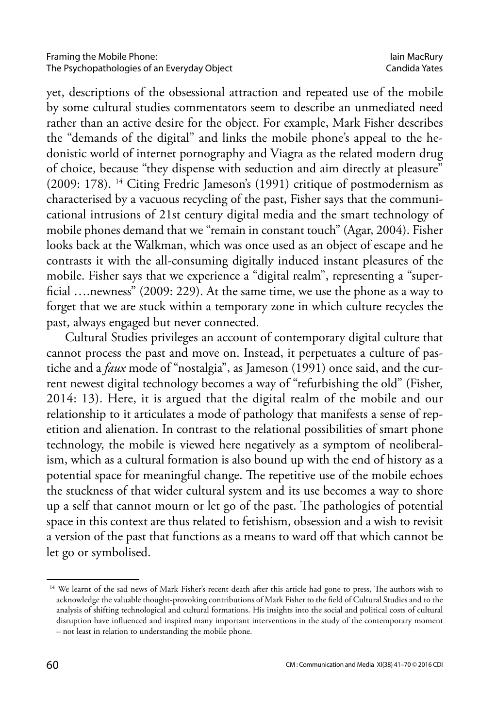yet, descriptions of the obsessional attraction and repeated use of the mobile by some cultural studies commentators seem to describe an unmediated need rather than an active desire for the object. For example, Mark Fisher describes the "demands of the digital" and links the mobile phone's appeal to the hedonistic world of internet pornography and Viagra as the related modern drug of choice, because "they dispense with seduction and aim directly at pleasure" (2009: 178). [14] Citing Fredric Jameson's (1991) critique of postmodernism as characterised by a vacuous recycling of the past, Fisher says that the communicational intrusions of 21st century digital media and the smart technology of mobile phones demand that we "remain in constant touch" (Agar, 2004). Fisher looks back at the Walkman, which was once used as an object of escape and he contrasts it with the all-consuming digitally induced instant pleasures of the mobile. Fisher says that we experience a "digital realm", representing a "superficial ….newness" (2009: 229). At the same time, we use the phone as a way to forget that we are stuck within a temporary zone in which culture recycles the past, always engaged but never connected.

Cultural Studies privileges an account of contemporary digital culture that cannot process the past and move on. Instead, it perpetuates a culture of pastiche and a *faux* mode of "nostalgia", as Jameson (1991) once said, and the current newest digital technology becomes a way of "refurbishing the old" (Fisher, 2014: 13). Here, it is argued that the digital realm of the mobile and our relationship to it articulates a mode of pathology that manifests a sense of repetition and alienation. In contrast to the relational possibilities of smart phone technology, the mobile is viewed here negatively as a symptom of neoliberalism, which as a cultural formation is also bound up with the end of history as a potential space for meaningful change. The repetitive use of the mobile echoes the stuckness of that wider cultural system and its use becomes a way to shore up a self that cannot mourn or let go of the past. The pathologies of potential space in this context are thus related to fetishism, obsession and a wish to revisit a version of the past that functions as a means to ward off that which cannot be let go or symbolised.

[14] We learnt of the sad news of Mark Fisher's recent death after this article had gone to press, The authors wish to acknowledge the valuable thought-provoking contributions of Mark Fisher to the field of Cultural Studies and to the analysis of shifting technological and cultural formations. His insights into the social and political costs of cultural disruption have influenced and inspired many important interventions in the study of the contemporary moment – not least in relation to understanding the mobile phone.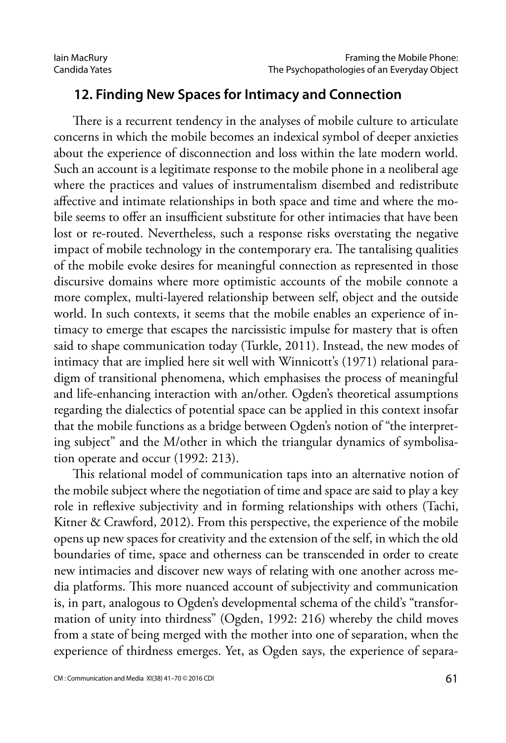## 12. Finding New Spaces for Intimacy and Connection

There is a recurrent tendency in the analyses of mobile culture to articulate concerns in which the mobile becomes an indexical symbol of deeper anxieties about the experience of disconnection and loss within the late modern world. Such an account is a legitimate response to the mobile phone in a neoliberal age where the practices and values of instrumentalism disembed and redistribute affective and intimate relationships in both space and time and where the mobile seems to offer an insufficient substitute for other intimacies that have been lost or re-routed. Nevertheless, such a response risks overstating the negative impact of mobile technology in the contemporary era. The tantalising qualities of the mobile evoke desires for meaningful connection as represented in those discursive domains where more optimistic accounts of the mobile connote a more complex, multi-layered relationship between self, object and the outside world. In such contexts, it seems that the mobile enables an experience of intimacy to emerge that escapes the narcissistic impulse for mastery that is often said to shape communication today (Turkle, 2011). Instead, the new modes of intimacy that are implied here sit well with Winnicott's (1971) relational paradigm of transitional phenomena, which emphasises the process of meaningful and life-enhancing interaction with an/other. Ogden's theoretical assumptions regarding the dialectics of potential space can be applied in this context insofar that the mobile functions as a bridge between Ogden's notion of "the interpreting subject" and the M/other in which the triangular dynamics of symbolisation operate and occur (1992: 213).

This relational model of communication taps into an alternative notion of the mobile subject where the negotiation of time and space are said to play a key role in reflexive subjectivity and in forming relationships with others (Tachi, Kitner & Crawford, 2012). From this perspective, the experience of the mobile opens up new spaces for creativity and the extension of the self, in which the old boundaries of time, space and otherness can be transcended in order to create new intimacies and discover new ways of relating with one another across media platforms. This more nuanced account of subjectivity and communication is, in part, analogous to Ogden's developmental schema of the child's "transformation of unity into thirdness" (Ogden, 1992: 216) whereby the child moves from a state of being merged with the mother into one of separation, when the experience of thirdness emerges. Yet, as Ogden says, the experience of separa-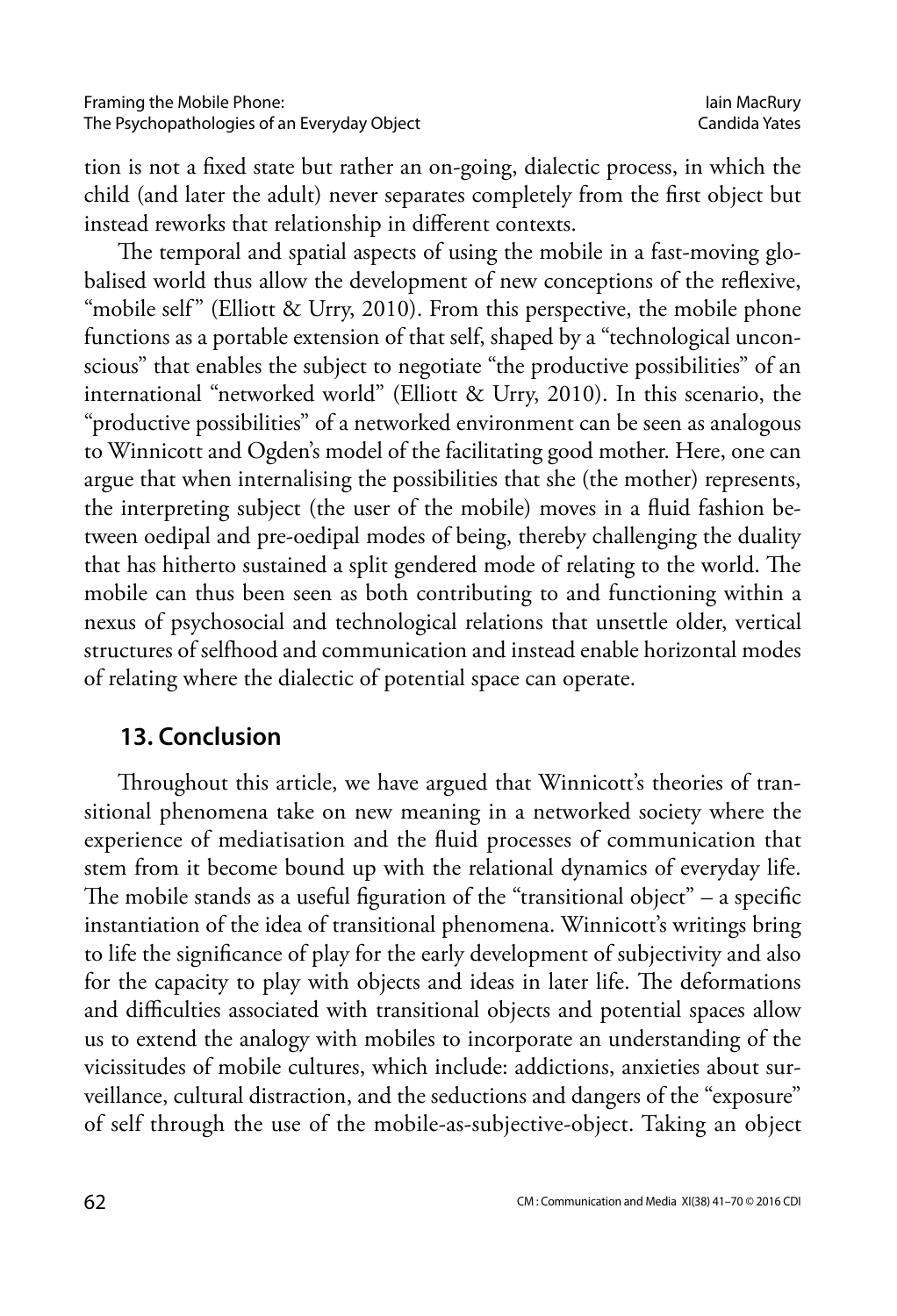tion is not a fixed state but rather an on-going, dialectic process, in which the child (and later the adult) never separates completely from the first object but instead reworks that relationship in different contexts.

The temporal and spatial aspects of using the mobile in a fast-moving globalised world thus allow the development of new conceptions of the reflexive, "mobile self" (Elliott & Urry, 2010). From this perspective, the mobile phone functions as a portable extension of that self, shaped by a "technological unconscious" that enables the subject to negotiate "the productive possibilities" of an international "networked world" (Elliott & Urry, 2010). In this scenario, the "productive possibilities" of a networked environment can be seen as analogous to Winnicott and Ogden's model of the facilitating good mother. Here, one can argue that when internalising the possibilities that she (the mother) represents, the interpreting subject (the user of the mobile) moves in a fluid fashion between oedipal and pre-oedipal modes of being, thereby challenging the duality that has hitherto sustained a split gendered mode of relating to the world. The mobile can thus been seen as both contributing to and functioning within a nexus of psychosocial and technological relations that unsettle older, vertical structures of selfhood and communication and instead enable horizontal modes of relating where the dialectic of potential space can operate.

## 13. Conclusion

Throughout this article, we have argued that Winnicott's theories of transitional phenomena take on new meaning in a networked society where the experience of mediatisation and the fluid processes of communication that stem from it become bound up with the relational dynamics of everyday life. The mobile stands as a useful figuration of the "transitional object" – a specific instantiation of the idea of transitional phenomena. Winnicott's writings bring to life the significance of play for the early development of subjectivity and also for the capacity to play with objects and ideas in later life. The deformations and difficulties associated with transitional objects and potential spaces allow us to extend the analogy with mobiles to incorporate an understanding of the vicissitudes of mobile cultures, which include: addictions, anxieties about surveillance, cultural distraction, and the seductions and dangers of the "exposure" of self through the use of the mobile-as-subjective-object. Taking an object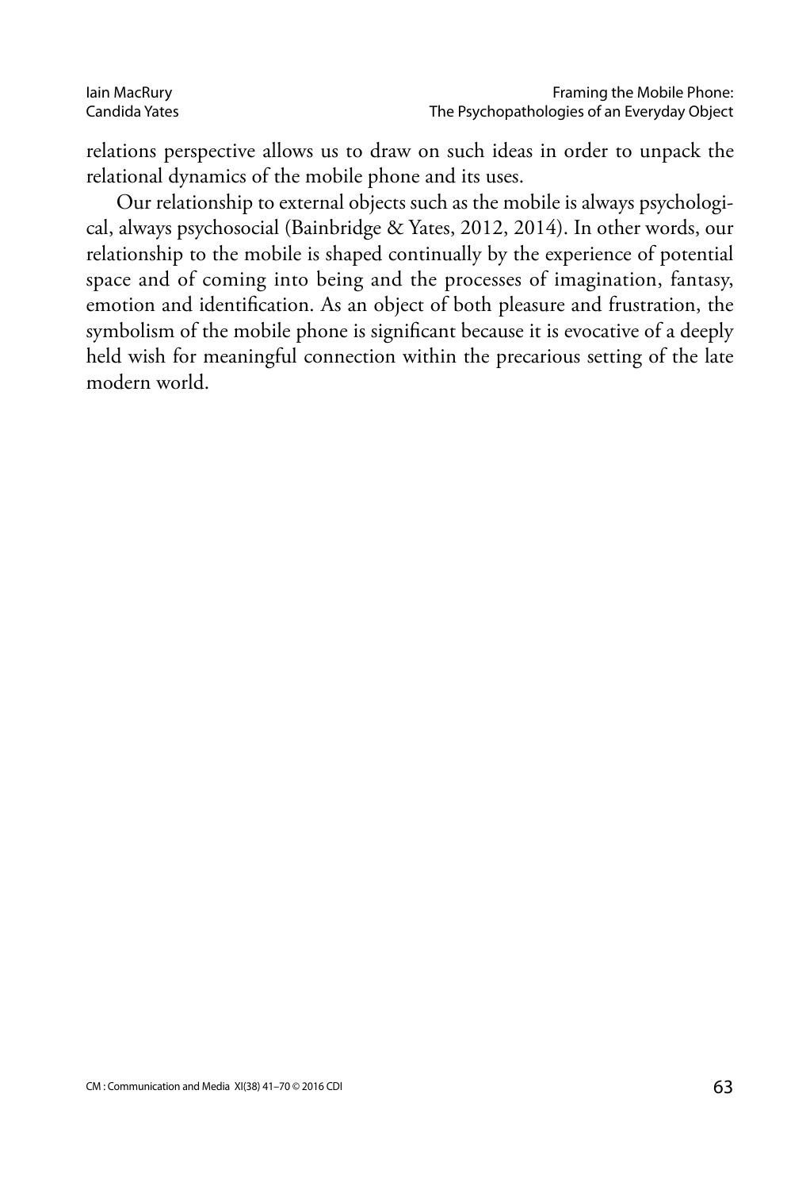relations perspective allows us to draw on such ideas in order to unpack the relational dynamics of the mobile phone and its uses.

Our relationship to external objects such as the mobile is always psychological, always psychosocial (Bainbridge & Yates, 2012, 2014). In other words, our relationship to the mobile is shaped continually by the experience of potential space and of coming into being and the processes of imagination, fantasy, emotion and identification. As an object of both pleasure and frustration, the symbolism of the mobile phone is significant because it is evocative of a deeply held wish for meaningful connection within the precarious setting of the late modern world.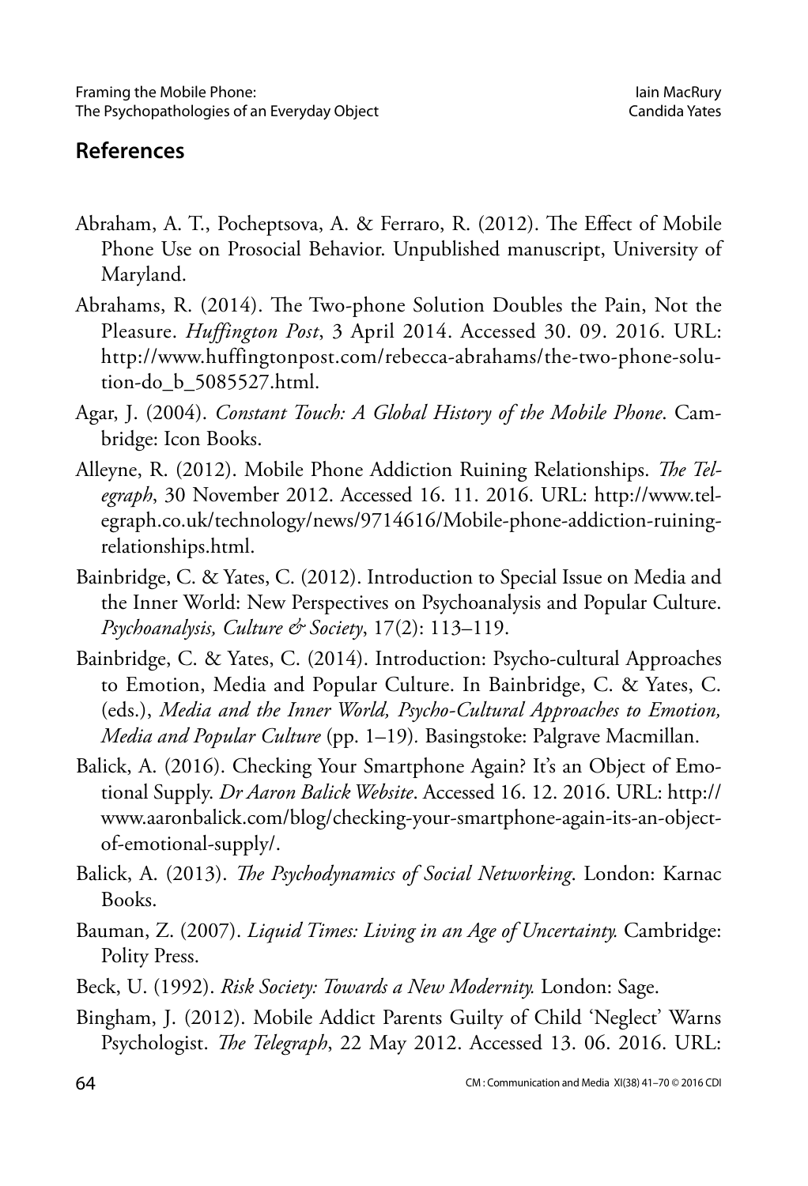## References

Abraham, A. T., Pocheptsova, A. & Ferraro, R. (2012). The Effect of Mobile Phone Use on Prosocial Behavior. Unpublished manuscript, University of Maryland.

Abrahams, R. (2014). The Two-phone Solution Doubles the Pain, Not the Pleasure. *Huffington Post*, 3 April 2014. Accessed 30. 09. 2016. URL: http://www.huffingtonpost.com/rebecca-abrahams/the-two-phone-solution-do_b_5085527.html.

Agar, J. (2004). *Constant Touch: A Global History of the Mobile Phone*. Cambridge: Icon Books.

Alleyne, R. (2012). Mobile Phone Addiction Ruining Relationships. *The Telegraph*, 30 November 2012. Accessed 16. 11. 2016. URL: http://www.telegraph.co.uk/technology/news/9714616/Mobile-phone-addiction-ruining-relationships.html.

Bainbridge, C. & Yates, C. (2012). Introduction to Special Issue on Media and the Inner World: New Perspectives on Psychoanalysis and Popular Culture. *Psychoanalysis, Culture & Society*, 17(2): 113–119.

Bainbridge, C. & Yates, C. (2014). Introduction: Psycho-cultural Approaches to Emotion, Media and Popular Culture. In Bainbridge, C. & Yates, C. (eds.), *Media and the Inner World, Psycho-Cultural Approaches to Emotion, Media and Popular Culture* (pp. 1–19). Basingstoke: Palgrave Macmillan.

Balick, A. (2016). Checking Your Smartphone Again? It's an Object of Emotional Supply. *Dr Aaron Balick Website*. Accessed 16. 12. 2016. URL: http://www.aaronbalick.com/blog/checking-your-smartphone-again-its-an-object-of-emotional-supply/.

Balick, A. (2013). *The Psychodynamics of Social Networking*. London: Karnac Books.

Bauman, Z. (2007). *Liquid Times: Living in an Age of Uncertainty.* Cambridge: Polity Press.

Beck, U. (1992). *Risk Society: Towards a New Modernity.* London: Sage.

Bingham, J. (2012). Mobile Addict Parents Guilty of Child 'Neglect' Warns Psychologist. *The Telegraph*, 22 May 2012. Accessed 13. 06. 2016. URL: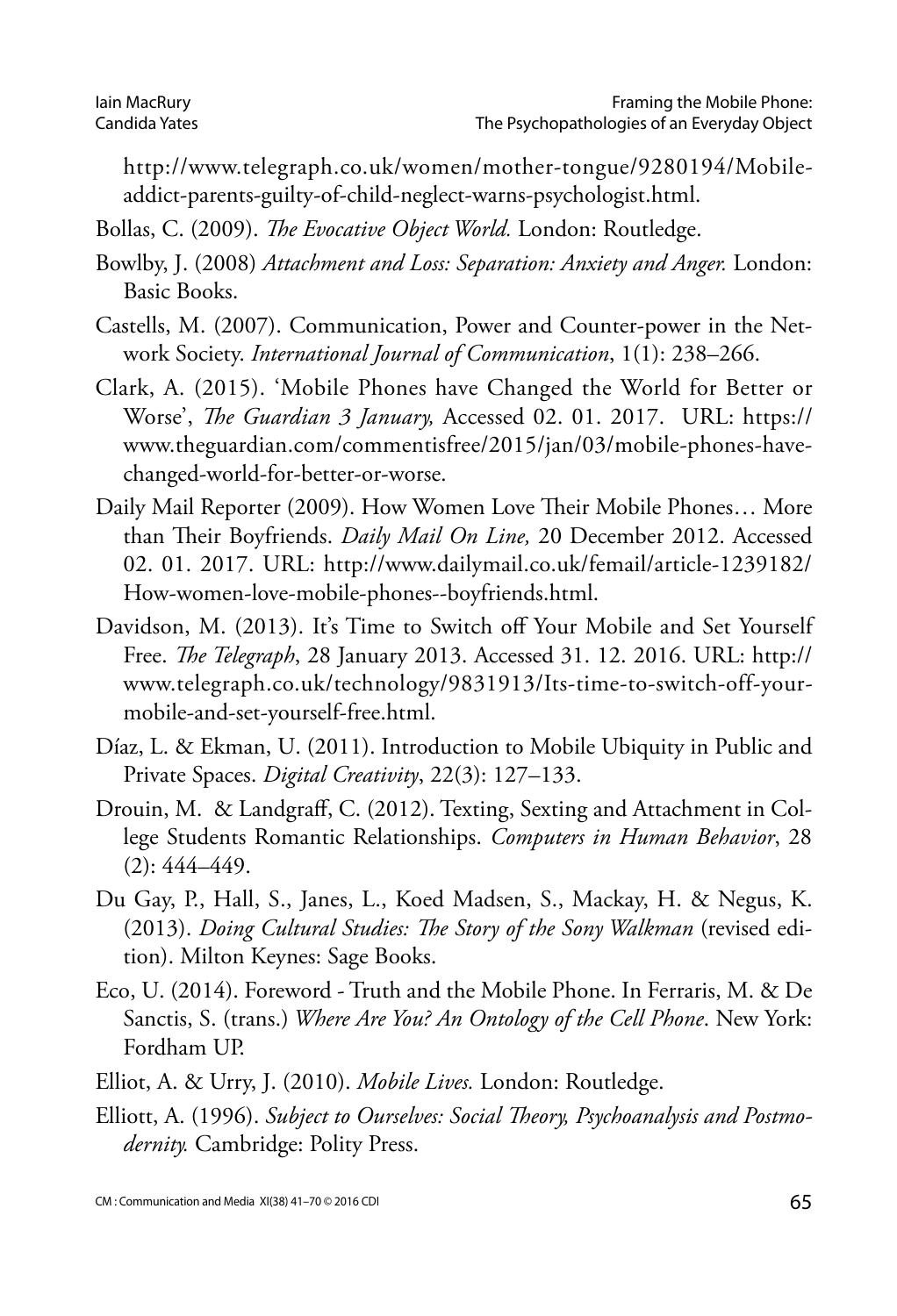http://www.telegraph.co.uk/women/mother-tongue/9280194/Mobile-addict-parents-guilty-of-child-neglect-warns-psychologist.html.

Bollas, C. (2009). *The Evocative Object World.* London: Routledge.

Bowlby, J. (2008) *Attachment and Loss: Separation: Anxiety and Anger.* London: Basic Books.

Castells, M. (2007). Communication, Power and Counter-power in the Network Society. *International Journal of Communication*, 1(1): 238–266.

Clark, A. (2015). 'Mobile Phones have Changed the World for Better or Worse', *The Guardian 3 January,* Accessed 02. 01. 2017. URL: https://www.theguardian.com/commentisfree/2015/jan/03/mobile-phones-have-changed-world-for-better-or-worse.

Daily Mail Reporter (2009). How Women Love Their Mobile Phones… More than Their Boyfriends. *Daily Mail On Line,* 20 December 2012. Accessed 02. 01. 2017. URL: http://www.dailymail.co.uk/femail/article-1239182/How-women-love-mobile-phones--boyfriends.html.

Davidson, M. (2013). It's Time to Switch off Your Mobile and Set Yourself Free. *The Telegraph*, 28 January 2013. Accessed 31. 12. 2016. URL: http://www.telegraph.co.uk/technology/9831913/Its-time-to-switch-off-your-mobile-and-set-yourself-free.html.

Díaz, L. & Ekman, U. (2011). Introduction to Mobile Ubiquity in Public and Private Spaces. *Digital Creativity*, 22(3): 127–133.

Drouin, M. & Landgraff, C. (2012). Texting, Sexting and Attachment in College Students Romantic Relationships. *Computers in Human Behavior*, 28 (2): 444–449.

Du Gay, P., Hall, S., Janes, L., Koed Madsen, S., Mackay, H. & Negus, K. (2013). *Doing Cultural Studies: The Story of the Sony Walkman* (revised edition). Milton Keynes: Sage Books.

Eco, U. (2014). Foreword - Truth and the Mobile Phone. In Ferraris, M. & De Sanctis, S. (trans.) *Where Are You? An Ontology of the Cell Phone*. New York: Fordham UP.

Elliot, A. & Urry, J. (2010). *Mobile Lives.* London: Routledge.

Elliott, A. (1996). *Subject to Ourselves: Social Theory, Psychoanalysis and Postmodernity.* Cambridge: Polity Press.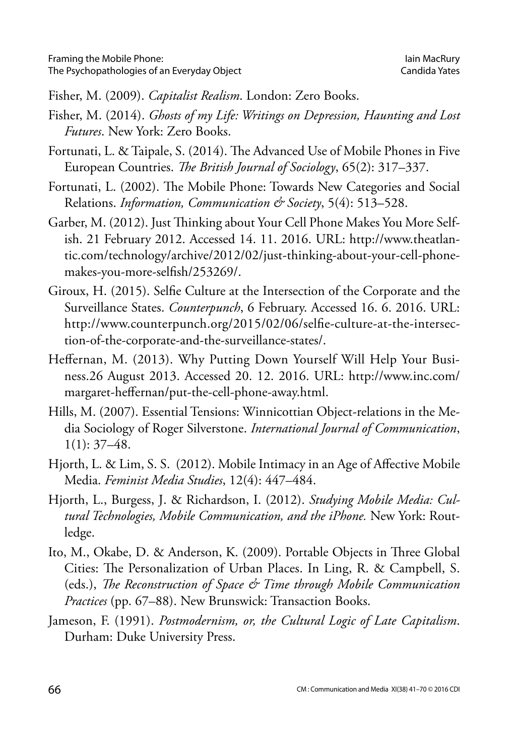Fisher, M. (2009). *Capitalist Realism*. London: Zero Books.

Fisher, M. (2014). *Ghosts of my Life: Writings on Depression, Haunting and Lost Futures*. New York: Zero Books.

Fortunati, L. & Taipale, S. (2014). The Advanced Use of Mobile Phones in Five European Countries. *The British Journal of Sociology*, 65(2): 317–337.

Fortunati, L. (2002). The Mobile Phone: Towards New Categories and Social Relations. *Information, Communication & Society*, 5(4): 513–528.

Garber, M. (2012). Just Thinking about Your Cell Phone Makes You More Selfish. 21 February 2012. Accessed 14. 11. 2016. URL: http://www.theatlantic.com/technology/archive/2012/02/just-thinking-about-your-cell-phone-makes-you-more-selfish/253269/.

Giroux, H. (2015). Selfie Culture at the Intersection of the Corporate and the Surveillance States. *Counterpunch*, 6 February. Accessed 16. 6. 2016. URL: http://www.counterpunch.org/2015/02/06/selfie-culture-at-the-intersection-of-the-corporate-and-the-surveillance-states/.

Heffernan, M. (2013). Why Putting Down Yourself Will Help Your Business.26 August 2013. Accessed 20. 12. 2016. URL: http://www.inc.com/margaret-heffernan/put-the-cell-phone-away.html.

Hills, M. (2007). Essential Tensions: Winnicottian Object-relations in the Media Sociology of Roger Silverstone. *International Journal of Communication*, 1(1): 37–48.

Hjorth, L. & Lim, S. S. (2012). Mobile Intimacy in an Age of Affective Mobile Media. *Feminist Media Studies*, 12(4): 447–484.

Hjorth, L., Burgess, J. & Richardson, I. (2012). *Studying Mobile Media: Cultural Technologies, Mobile Communication, and the iPhone.* New York: Routledge.

Ito, M., Okabe, D. & Anderson, K. (2009). Portable Objects in Three Global Cities: The Personalization of Urban Places. In Ling, R. & Campbell, S. (eds.), *The Reconstruction of Space & Time through Mobile Communication Practices* (pp. 67–88). New Brunswick: Transaction Books.

Jameson, F. (1991). *Postmodernism, or, the Cultural Logic of Late Capitalism*. Durham: Duke University Press.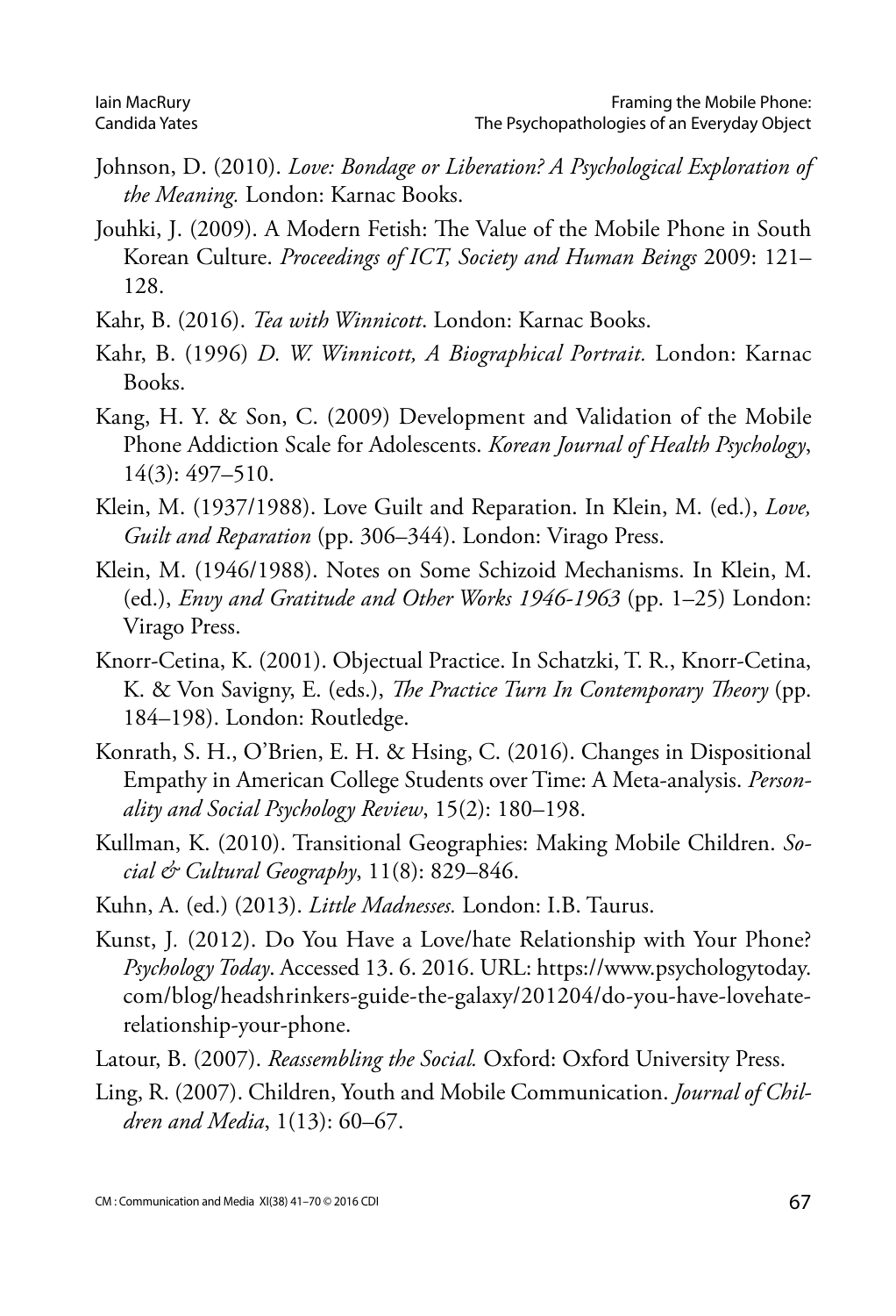Johnson, D. (2010). *Love: Bondage or Liberation? A Psychological Exploration of the Meaning.* London: Karnac Books.

Jouhki, J. (2009). A Modern Fetish: The Value of the Mobile Phone in South Korean Culture. *Proceedings of ICT, Society and Human Beings* 2009: 121–128.

Kahr, B. (2016). *Tea with Winnicott*. London: Karnac Books.

Kahr, B. (1996) *D. W. Winnicott, A Biographical Portrait.* London: Karnac Books.

Kang, H. Y. & Son, C. (2009) Development and Validation of the Mobile Phone Addiction Scale for Adolescents. *Korean Journal of Health Psychology*, 14(3): 497–510.

Klein, M. (1937/1988). Love Guilt and Reparation. In Klein, M. (ed.), *Love, Guilt and Reparation* (pp. 306–344). London: Virago Press.

Klein, M. (1946/1988). Notes on Some Schizoid Mechanisms. In Klein, M. (ed.), *Envy and Gratitude and Other Works 1946-1963* (pp. 1–25) London: Virago Press.

Knorr-Cetina, K. (2001). Objectual Practice. In Schatzki, T. R., Knorr-Cetina, K. & Von Savigny, E. (eds.), *The Practice Turn In Contemporary Theory* (pp. 184–198). London: Routledge.

Konrath, S. H., O'Brien, E. H. & Hsing, C. (2016). Changes in Dispositional Empathy in American College Students over Time: A Meta-analysis. *Personality and Social Psychology Review*, 15(2): 180–198.

Kullman, K. (2010). Transitional Geographies: Making Mobile Children. *Social & Cultural Geography*, 11(8): 829–846.

Kuhn, A. (ed.) (2013). *Little Madnesses.* London: I.B. Taurus.

Kunst, J. (2012). Do You Have a Love/hate Relationship with Your Phone? *Psychology Today*. Accessed 13. 6. 2016. URL: https://www.psychologytoday.com/blog/headshrinkers-guide-the-galaxy/201204/do-you-have-lovehate-relationship-your-phone.

Latour, B. (2007). *Reassembling the Social.* Oxford: Oxford University Press.

Ling, R. (2007). Children, Youth and Mobile Communication. *Journal of Children and Media*, 1(13): 60–67.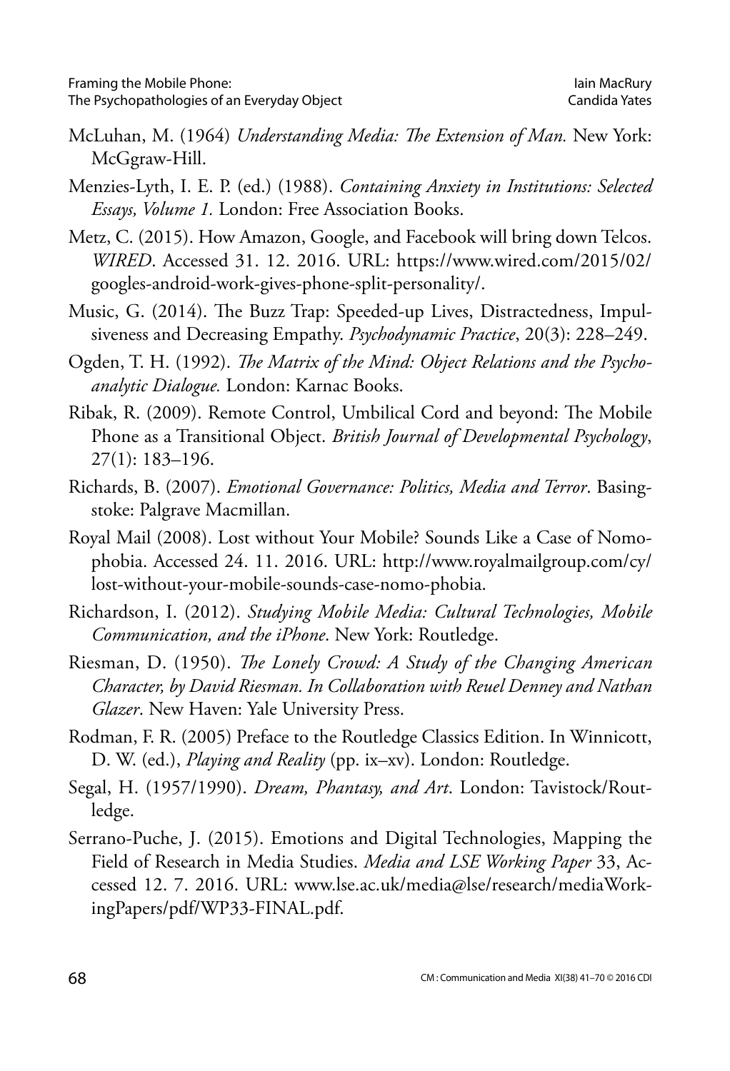McLuhan, M. (1964) *Understanding Media: The Extension of Man.* New York: McGgraw-Hill.

Menzies-Lyth, I. E. P. (ed.) (1988). *Containing Anxiety in Institutions: Selected Essays, Volume 1.* London: Free Association Books.

Metz, C. (2015). How Amazon, Google, and Facebook will bring down Telcos. *WIRED*. Accessed 31. 12. 2016. URL: https://www.wired.com/2015/02/googles-android-work-gives-phone-split-personality/.

Music, G. (2014). The Buzz Trap: Speeded-up Lives, Distractedness, Impulsiveness and Decreasing Empathy. *Psychodynamic Practice*, 20(3): 228–249.

Ogden, T. H. (1992). *The Matrix of the Mind: Object Relations and the Psychoanalytic Dialogue.* London: Karnac Books.

Ribak, R. (2009). Remote Control, Umbilical Cord and beyond: The Mobile Phone as a Transitional Object. *British Journal of Developmental Psychology*, 27(1): 183–196.

Richards, B. (2007). *Emotional Governance: Politics, Media and Terror*. Basingstoke: Palgrave Macmillan.

Royal Mail (2008). Lost without Your Mobile? Sounds Like a Case of Nomophobia. Accessed 24. 11. 2016. URL: http://www.royalmailgroup.com/cy/lost-without-your-mobile-sounds-case-nomo-phobia.

Richardson, I. (2012). *Studying Mobile Media: Cultural Technologies, Mobile Communication, and the iPhone*. New York: Routledge.

Riesman, D. (1950). *The Lonely Crowd: A Study of the Changing American Character, by David Riesman. In Collaboration with Reuel Denney and Nathan Glazer*. New Haven: Yale University Press.

Rodman, F. R. (2005) Preface to the Routledge Classics Edition. In Winnicott, D. W. (ed.), *Playing and Reality* (pp. ix–xv). London: Routledge.

Segal, H. (1957/1990). *Dream, Phantasy, and Art*. London: Tavistock/Routledge.

Serrano-Puche, J. (2015). Emotions and Digital Technologies, Mapping the Field of Research in Media Studies. *Media and LSE Working Paper* 33, Accessed 12. 7. 2016. URL: www.lse.ac.uk/media@lse/research/mediaWorkingPapers/pdf/WP33-FINAL.pdf.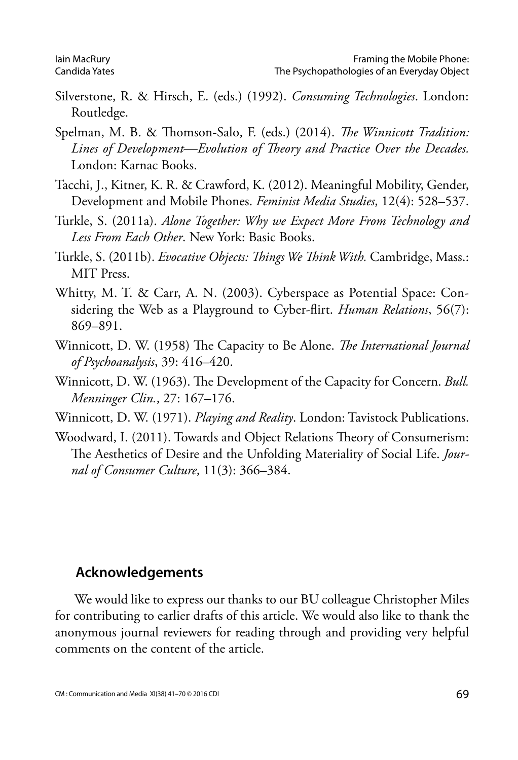Silverstone, R. & Hirsch, E. (eds.) (1992). *Consuming Technologies*. London: Routledge.

Spelman, M. B. & Thomson-Salo, F. (eds.) (2014). *The Winnicott Tradition: Lines of Development—Evolution of Theory and Practice Over the Decades.* London: Karnac Books.

Tacchi, J., Kitner, K. R. & Crawford, K. (2012). Meaningful Mobility, Gender, Development and Mobile Phones. *Feminist Media Studies*, 12(4): 528–537.

Turkle, S. (2011a). *Alone Together: Why we Expect More From Technology and Less From Each Other*. New York: Basic Books.

Turkle, S. (2011b). *Evocative Objects: Things We Think With.* Cambridge, Mass.: MIT Press.

Whitty, M. T. & Carr, A. N. (2003). Cyberspace as Potential Space: Considering the Web as a Playground to Cyber-flirt. *Human Relations*, 56(7): 869–891.

Winnicott, D. W. (1958) The Capacity to Be Alone. *The International Journal of Psychoanalysis*, 39: 416–420.

Winnicott, D. W. (1963). The Development of the Capacity for Concern. *Bull. Menninger Clin.*, 27: 167–176.

Winnicott, D. W. (1971). *Playing and Reality*. London: Tavistock Publications.

Woodward, I. (2011). Towards and Object Relations Theory of Consumerism: The Aesthetics of Desire and the Unfolding Materiality of Social Life. *Journal of Consumer Culture*, 11(3): 366–384.

## Acknowledgements

We would like to express our thanks to our BU colleague Christopher Miles for contributing to earlier drafts of this article. We would also like to thank the anonymous journal reviewers for reading through and providing very helpful comments on the content of the article.